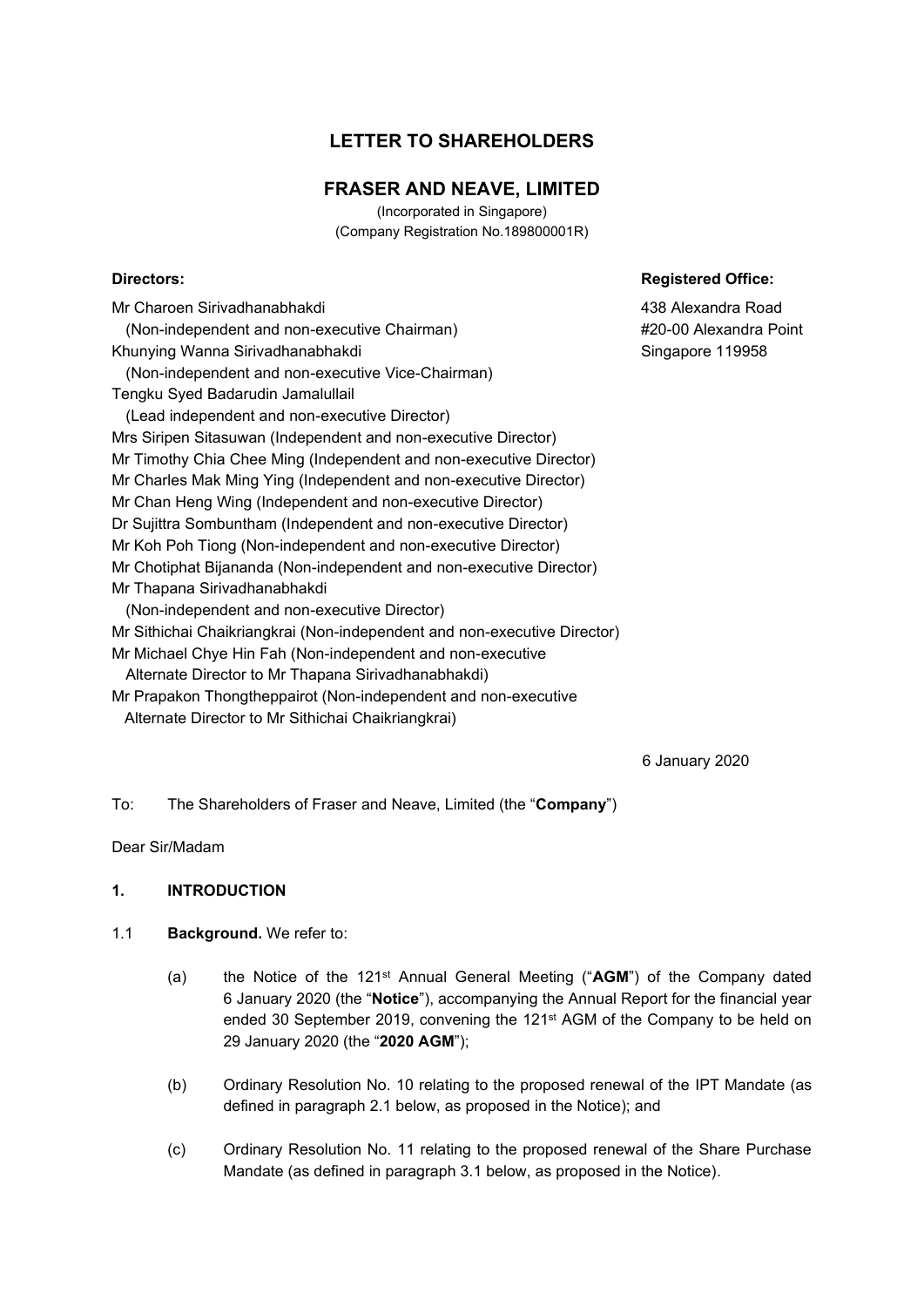# LETTER TO SHAREHOLDERS

## FRASER AND NEAVE, LIMITED

(Incorporated in Singapore)
(Company Registration No.189800001R)

**Directors:**

Mr Charoen Sirivadhanabhakdi
(Non-independent and non-executive Chairman)
Khunying Wanna Sirivadhanabhakdi
(Non-independent and non-executive Vice-Chairman)
Tengku Syed Badarudin Jamalullail
(Lead independent and non-executive Director)
Mrs Siripen Sitasuwan (Independent and non-executive Director)
Mr Timothy Chia Chee Ming (Independent and non-executive Director)
Mr Charles Mak Ming Ying (Independent and non-executive Director)
Mr Chan Heng Wing (Independent and non-executive Director)
Dr Sujittra Sombuntham (Independent and non-executive Director)
Mr Koh Poh Tiong (Non-independent and non-executive Director)
Mr Chotiphat Bijananda (Non-independent and non-executive Director)
Mr Thapana Sirivadhanabhakdi
(Non-independent and non-executive Director)
Mr Sithichai Chaikriangkrai (Non-independent and non-executive Director)
Mr Michael Chye Hin Fah (Non-independent and non-executive
Alternate Director to Mr Thapana Sirivadhanabhakdi)
Mr Prapakon Thongtheppairot (Non-independent and non-executive
Alternate Director to Mr Sithichai Chaikriangkrai)

**Registered Office:**

438 Alexandra Road
#20-00 Alexandra Point
Singapore 119958

6 January 2020

To: The Shareholders of Fraser and Neave, Limited (the "**Company**")

Dear Sir/Madam

**1. INTRODUCTION**

1.1 **Background.** We refer to:

(a) the Notice of the 121st Annual General Meeting ("**AGM**") of the Company dated 6 January 2020 (the "**Notice**"), accompanying the Annual Report for the financial year ended 30 September 2019, convening the 121st AGM of the Company to be held on 29 January 2020 (the "**2020 AGM**");

(b) Ordinary Resolution No. 10 relating to the proposed renewal of the IPT Mandate (as defined in paragraph 2.1 below, as proposed in the Notice); and

(c) Ordinary Resolution No. 11 relating to the proposed renewal of the Share Purchase Mandate (as defined in paragraph 3.1 below, as proposed in the Notice).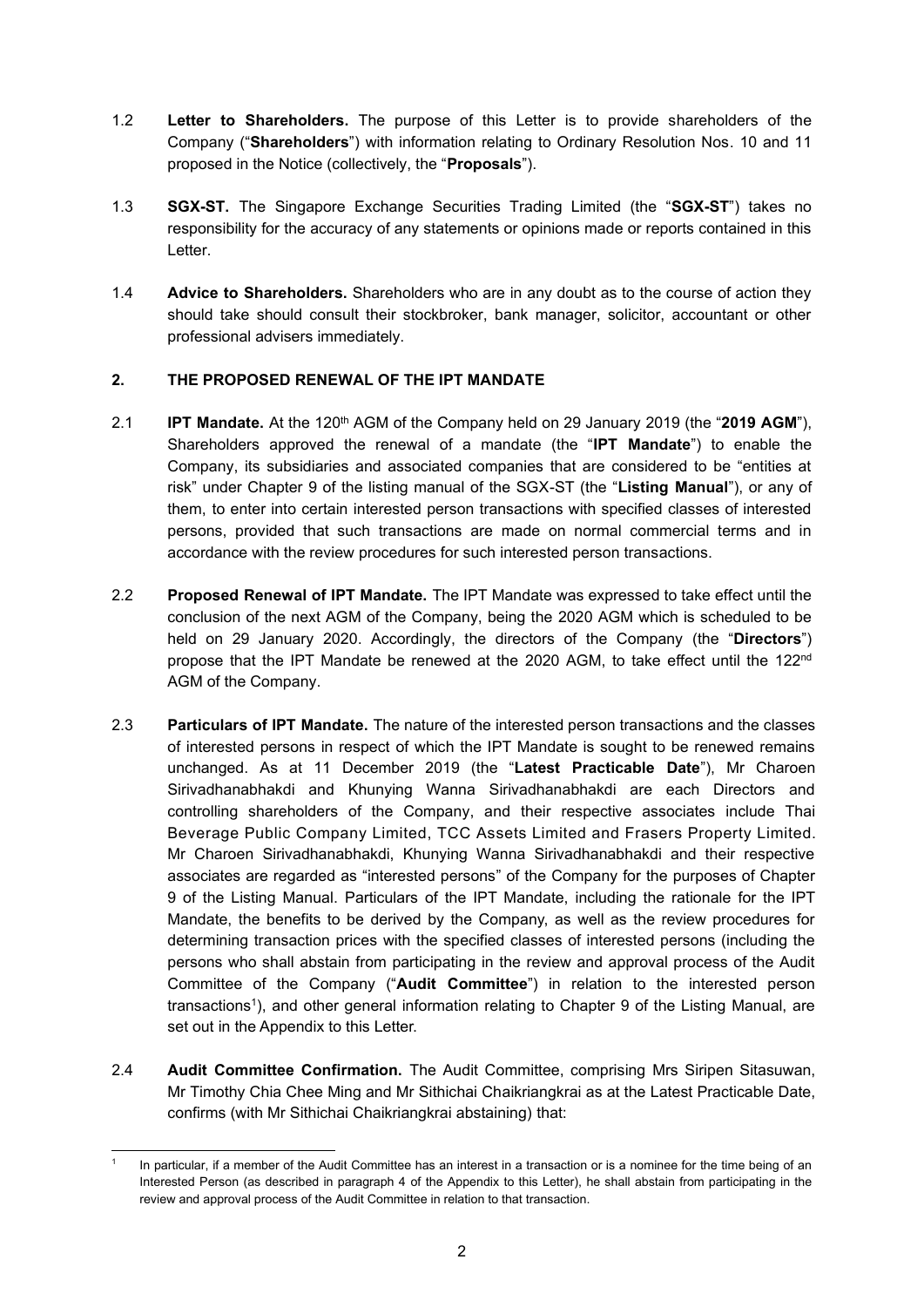1.2 **Letter to Shareholders.** The purpose of this Letter is to provide shareholders of the Company ("**Shareholders**") with information relating to Ordinary Resolution Nos. 10 and 11 proposed in the Notice (collectively, the "**Proposals**").

1.3 **SGX-ST.** The Singapore Exchange Securities Trading Limited (the "**SGX-ST**") takes no responsibility for the accuracy of any statements or opinions made or reports contained in this Letter.

1.4 **Advice to Shareholders.** Shareholders who are in any doubt as to the course of action they should take should consult their stockbroker, bank manager, solicitor, accountant or other professional advisers immediately.

## 2. THE PROPOSED RENEWAL OF THE IPT MANDATE

2.1 **IPT Mandate.** At the 120th AGM of the Company held on 29 January 2019 (the "**2019 AGM**"), Shareholders approved the renewal of a mandate (the "**IPT Mandate**") to enable the Company, its subsidiaries and associated companies that are considered to be "entities at risk" under Chapter 9 of the listing manual of the SGX-ST (the "**Listing Manual**"), or any of them, to enter into certain interested person transactions with specified classes of interested persons, provided that such transactions are made on normal commercial terms and in accordance with the review procedures for such interested person transactions.

2.2 **Proposed Renewal of IPT Mandate.** The IPT Mandate was expressed to take effect until the conclusion of the next AGM of the Company, being the 2020 AGM which is scheduled to be held on 29 January 2020. Accordingly, the directors of the Company (the "**Directors**") propose that the IPT Mandate be renewed at the 2020 AGM, to take effect until the 122nd AGM of the Company.

2.3 **Particulars of IPT Mandate.** The nature of the interested person transactions and the classes of interested persons in respect of which the IPT Mandate is sought to be renewed remains unchanged. As at 11 December 2019 (the "**Latest Practicable Date**"), Mr Charoen Sirivadhanabhakdi and Khunying Wanna Sirivadhanabhakdi are each Directors and controlling shareholders of the Company, and their respective associates include Thai Beverage Public Company Limited, TCC Assets Limited and Frasers Property Limited. Mr Charoen Sirivadhanabhakdi, Khunying Wanna Sirivadhanabhakdi and their respective associates are regarded as "interested persons" of the Company for the purposes of Chapter 9 of the Listing Manual. Particulars of the IPT Mandate, including the rationale for the IPT Mandate, the benefits to be derived by the Company, as well as the review procedures for determining transaction prices with the specified classes of interested persons (including the persons who shall abstain from participating in the review and approval process of the Audit Committee of the Company ("**Audit Committee**") in relation to the interested person transactions[1]), and other general information relating to Chapter 9 of the Listing Manual, are set out in the Appendix to this Letter.

2.4 **Audit Committee Confirmation.** The Audit Committee, comprising Mrs Siripen Sitasuwan, Mr Timothy Chia Chee Ming and Mr Sithichai Chaikriangkrai as at the Latest Practicable Date, confirms (with Mr Sithichai Chaikriangkrai abstaining) that:

---

[1] In particular, if a member of the Audit Committee has an interest in a transaction or is a nominee for the time being of an Interested Person (as described in paragraph 4 of the Appendix to this Letter), he shall abstain from participating in the review and approval process of the Audit Committee in relation to that transaction.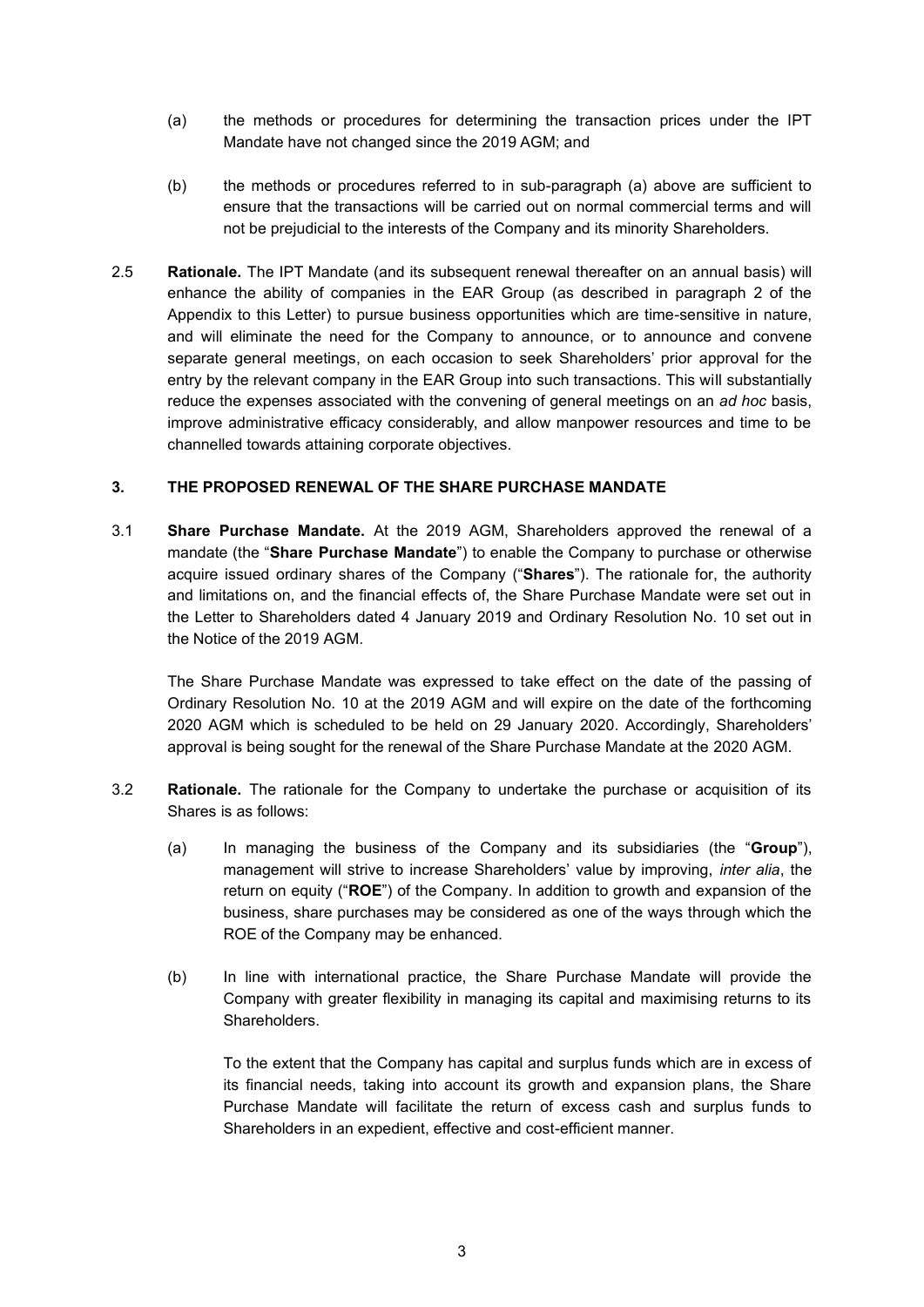(a) the methods or procedures for determining the transaction prices under the IPT Mandate have not changed since the 2019 AGM; and

(b) the methods or procedures referred to in sub-paragraph (a) above are sufficient to ensure that the transactions will be carried out on normal commercial terms and will not be prejudicial to the interests of the Company and its minority Shareholders.

2.5 **Rationale.** The IPT Mandate (and its subsequent renewal thereafter on an annual basis) will enhance the ability of companies in the EAR Group (as described in paragraph 2 of the Appendix to this Letter) to pursue business opportunities which are time-sensitive in nature, and will eliminate the need for the Company to announce, or to announce and convene separate general meetings, on each occasion to seek Shareholders' prior approval for the entry by the relevant company in the EAR Group into such transactions. This will substantially reduce the expenses associated with the convening of general meetings on an *ad hoc* basis, improve administrative efficacy considerably, and allow manpower resources and time to be channelled towards attaining corporate objectives.

### 3. THE PROPOSED RENEWAL OF THE SHARE PURCHASE MANDATE

3.1 **Share Purchase Mandate.** At the 2019 AGM, Shareholders approved the renewal of a mandate (the "**Share Purchase Mandate**") to enable the Company to purchase or otherwise acquire issued ordinary shares of the Company ("**Shares**"). The rationale for, the authority and limitations on, and the financial effects of, the Share Purchase Mandate were set out in the Letter to Shareholders dated 4 January 2019 and Ordinary Resolution No. 10 set out in the Notice of the 2019 AGM.

The Share Purchase Mandate was expressed to take effect on the date of the passing of Ordinary Resolution No. 10 at the 2019 AGM and will expire on the date of the forthcoming 2020 AGM which is scheduled to be held on 29 January 2020. Accordingly, Shareholders' approval is being sought for the renewal of the Share Purchase Mandate at the 2020 AGM.

3.2 **Rationale.** The rationale for the Company to undertake the purchase or acquisition of its Shares is as follows:

(a) In managing the business of the Company and its subsidiaries (the "**Group**"), management will strive to increase Shareholders' value by improving, *inter alia*, the return on equity ("**ROE**") of the Company. In addition to growth and expansion of the business, share purchases may be considered as one of the ways through which the ROE of the Company may be enhanced.

(b) In line with international practice, the Share Purchase Mandate will provide the Company with greater flexibility in managing its capital and maximising returns to its Shareholders.

To the extent that the Company has capital and surplus funds which are in excess of its financial needs, taking into account its growth and expansion plans, the Share Purchase Mandate will facilitate the return of excess cash and surplus funds to Shareholders in an expedient, effective and cost-efficient manner.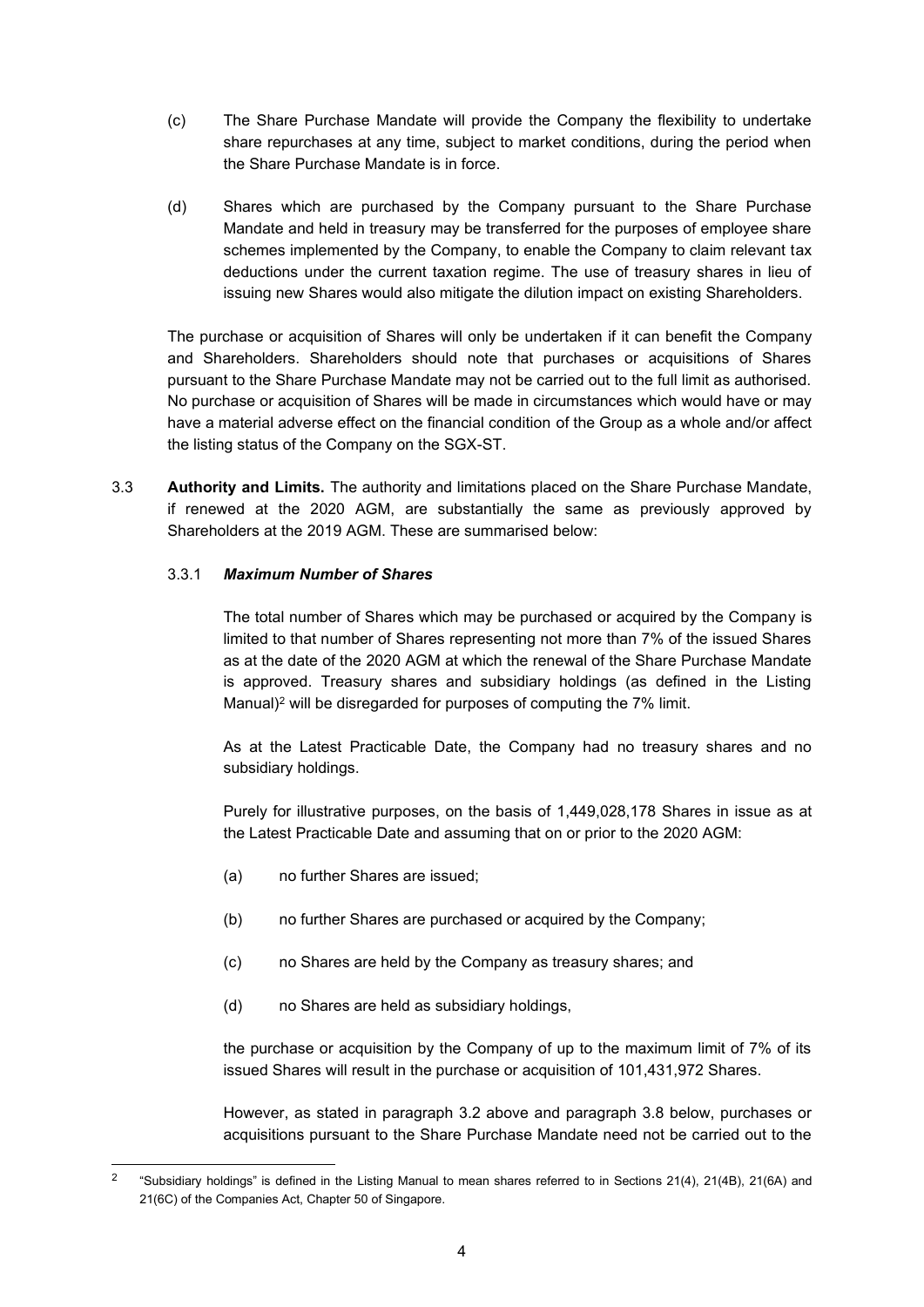(c) The Share Purchase Mandate will provide the Company the flexibility to undertake share repurchases at any time, subject to market conditions, during the period when the Share Purchase Mandate is in force.

(d) Shares which are purchased by the Company pursuant to the Share Purchase Mandate and held in treasury may be transferred for the purposes of employee share schemes implemented by the Company, to enable the Company to claim relevant tax deductions under the current taxation regime. The use of treasury shares in lieu of issuing new Shares would also mitigate the dilution impact on existing Shareholders.

The purchase or acquisition of Shares will only be undertaken if it can benefit the Company and Shareholders. Shareholders should note that purchases or acquisitions of Shares pursuant to the Share Purchase Mandate may not be carried out to the full limit as authorised. No purchase or acquisition of Shares will be made in circumstances which would have or may have a material adverse effect on the financial condition of the Group as a whole and/or affect the listing status of the Company on the SGX-ST.

3.3 **Authority and Limits.** The authority and limitations placed on the Share Purchase Mandate, if renewed at the 2020 AGM, are substantially the same as previously approved by Shareholders at the 2019 AGM. These are summarised below:

3.3.1 ***Maximum Number of Shares***

The total number of Shares which may be purchased or acquired by the Company is limited to that number of Shares representing not more than 7% of the issued Shares as at the date of the 2020 AGM at which the renewal of the Share Purchase Mandate is approved. Treasury shares and subsidiary holdings (as defined in the Listing Manual)[2] will be disregarded for purposes of computing the 7% limit.

As at the Latest Practicable Date, the Company had no treasury shares and no subsidiary holdings.

Purely for illustrative purposes, on the basis of 1,449,028,178 Shares in issue as at the Latest Practicable Date and assuming that on or prior to the 2020 AGM:

(a) no further Shares are issued;

(b) no further Shares are purchased or acquired by the Company;

(c) no Shares are held by the Company as treasury shares; and

(d) no Shares are held as subsidiary holdings,

the purchase or acquisition by the Company of up to the maximum limit of 7% of its issued Shares will result in the purchase or acquisition of 101,431,972 Shares.

However, as stated in paragraph 3.2 above and paragraph 3.8 below, purchases or acquisitions pursuant to the Share Purchase Mandate need not be carried out to the

---

[2] "Subsidiary holdings" is defined in the Listing Manual to mean shares referred to in Sections 21(4), 21(4B), 21(6A) and 21(6C) of the Companies Act, Chapter 50 of Singapore.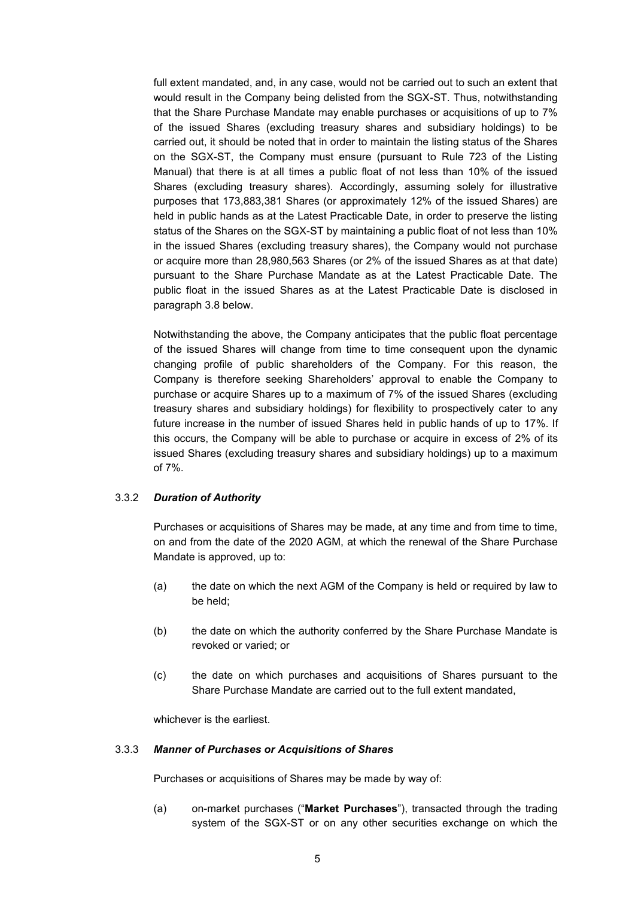full extent mandated, and, in any case, would not be carried out to such an extent that would result in the Company being delisted from the SGX-ST. Thus, notwithstanding that the Share Purchase Mandate may enable purchases or acquisitions of up to 7% of the issued Shares (excluding treasury shares and subsidiary holdings) to be carried out, it should be noted that in order to maintain the listing status of the Shares on the SGX-ST, the Company must ensure (pursuant to Rule 723 of the Listing Manual) that there is at all times a public float of not less than 10% of the issued Shares (excluding treasury shares). Accordingly, assuming solely for illustrative purposes that 173,883,381 Shares (or approximately 12% of the issued Shares) are held in public hands as at the Latest Practicable Date, in order to preserve the listing status of the Shares on the SGX-ST by maintaining a public float of not less than 10% in the issued Shares (excluding treasury shares), the Company would not purchase or acquire more than 28,980,563 Shares (or 2% of the issued Shares as at that date) pursuant to the Share Purchase Mandate as at the Latest Practicable Date. The public float in the issued Shares as at the Latest Practicable Date is disclosed in paragraph 3.8 below.

Notwithstanding the above, the Company anticipates that the public float percentage of the issued Shares will change from time to time consequent upon the dynamic changing profile of public shareholders of the Company. For this reason, the Company is therefore seeking Shareholders' approval to enable the Company to purchase or acquire Shares up to a maximum of 7% of the issued Shares (excluding treasury shares and subsidiary holdings) for flexibility to prospectively cater to any future increase in the number of issued Shares held in public hands of up to 17%. If this occurs, the Company will be able to purchase or acquire in excess of 2% of its issued Shares (excluding treasury shares and subsidiary holdings) up to a maximum of 7%.

### 3.3.2 *Duration of Authority*

Purchases or acquisitions of Shares may be made, at any time and from time to time, on and from the date of the 2020 AGM, at which the renewal of the Share Purchase Mandate is approved, up to:

(a) the date on which the next AGM of the Company is held or required by law to be held;

(b) the date on which the authority conferred by the Share Purchase Mandate is revoked or varied; or

(c) the date on which purchases and acquisitions of Shares pursuant to the Share Purchase Mandate are carried out to the full extent mandated,

whichever is the earliest.

### 3.3.3 *Manner of Purchases or Acquisitions of Shares*

Purchases or acquisitions of Shares may be made by way of:

(a) on-market purchases ("**Market Purchases**"), transacted through the trading system of the SGX-ST or on any other securities exchange on which the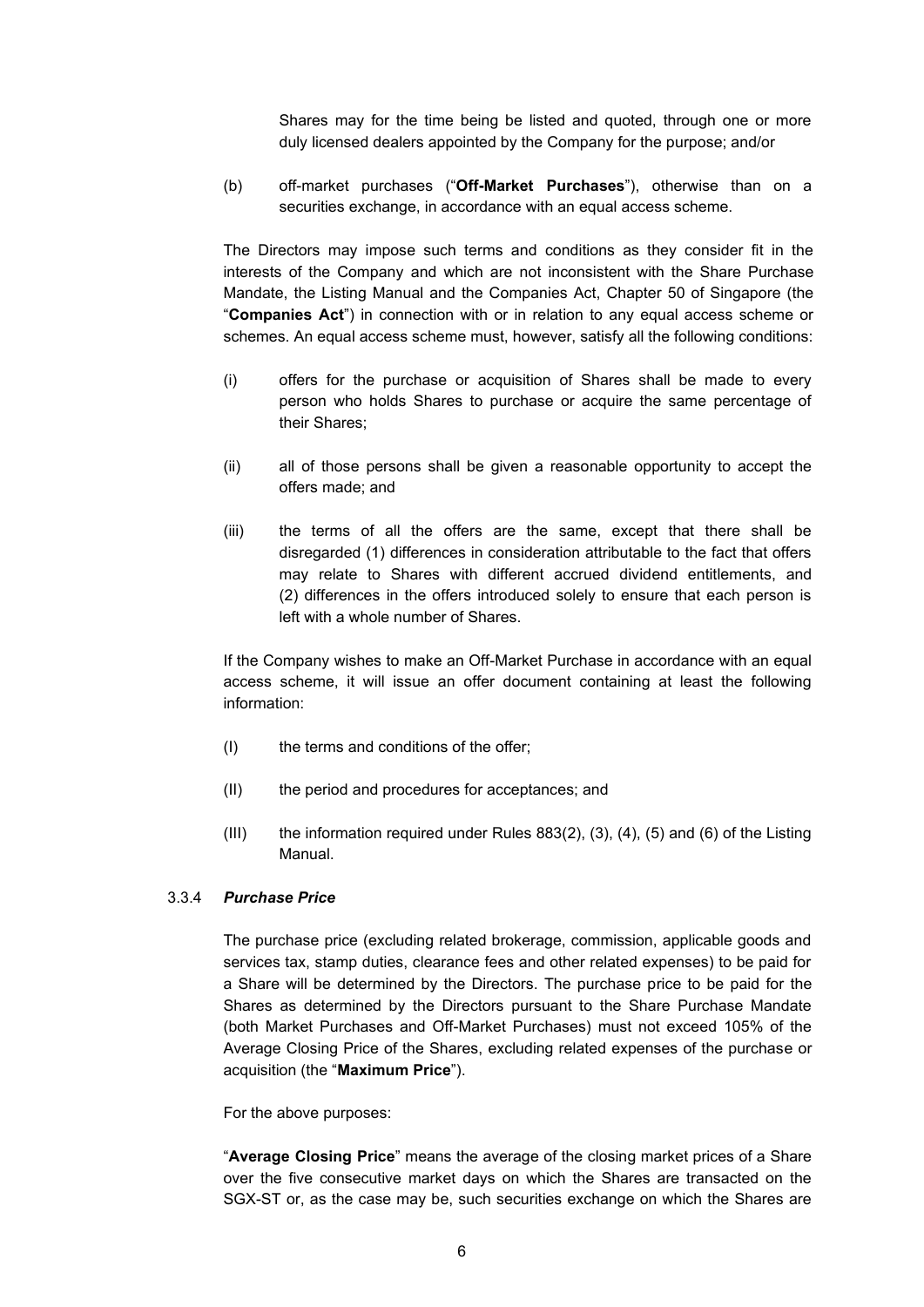Shares may for the time being be listed and quoted, through one or more duly licensed dealers appointed by the Company for the purpose; and/or

(b) off-market purchases ("**Off-Market Purchases**"), otherwise than on a securities exchange, in accordance with an equal access scheme.

The Directors may impose such terms and conditions as they consider fit in the interests of the Company and which are not inconsistent with the Share Purchase Mandate, the Listing Manual and the Companies Act, Chapter 50 of Singapore (the "**Companies Act**") in connection with or in relation to any equal access scheme or schemes. An equal access scheme must, however, satisfy all the following conditions:

(i) offers for the purchase or acquisition of Shares shall be made to every person who holds Shares to purchase or acquire the same percentage of their Shares;

(ii) all of those persons shall be given a reasonable opportunity to accept the offers made; and

(iii) the terms of all the offers are the same, except that there shall be disregarded (1) differences in consideration attributable to the fact that offers may relate to Shares with different accrued dividend entitlements, and (2) differences in the offers introduced solely to ensure that each person is left with a whole number of Shares.

If the Company wishes to make an Off-Market Purchase in accordance with an equal access scheme, it will issue an offer document containing at least the following information:

(I) the terms and conditions of the offer;

(II) the period and procedures for acceptances; and

(III) the information required under Rules 883(2), (3), (4), (5) and (6) of the Listing Manual.

#### 3.3.4 *Purchase Price*

The purchase price (excluding related brokerage, commission, applicable goods and services tax, stamp duties, clearance fees and other related expenses) to be paid for a Share will be determined by the Directors. The purchase price to be paid for the Shares as determined by the Directors pursuant to the Share Purchase Mandate (both Market Purchases and Off-Market Purchases) must not exceed 105% of the Average Closing Price of the Shares, excluding related expenses of the purchase or acquisition (the "**Maximum Price**").

For the above purposes:

"**Average Closing Price**" means the average of the closing market prices of a Share over the five consecutive market days on which the Shares are transacted on the SGX-ST or, as the case may be, such securities exchange on which the Shares are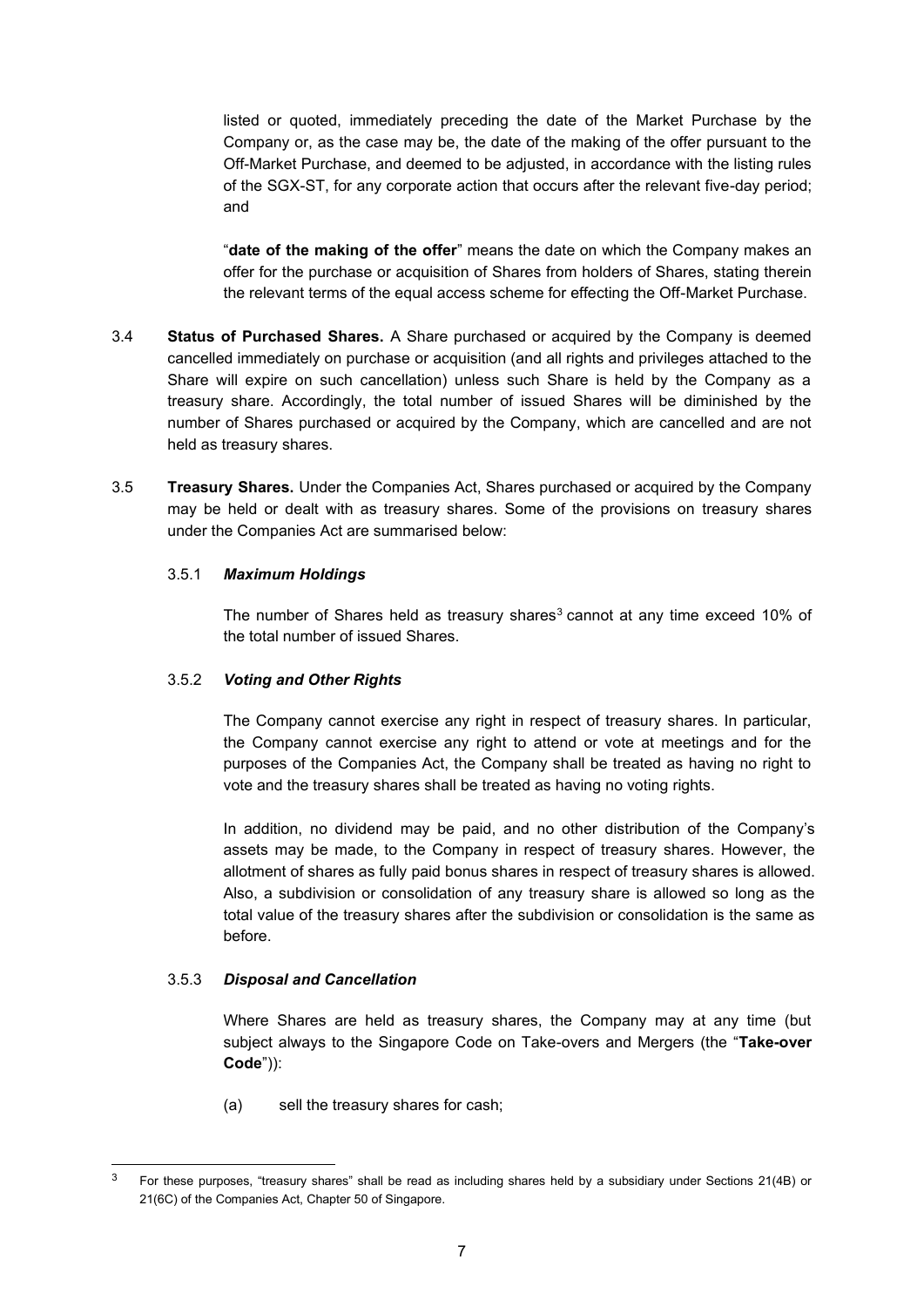listed or quoted, immediately preceding the date of the Market Purchase by the Company or, as the case may be, the date of the making of the offer pursuant to the Off-Market Purchase, and deemed to be adjusted, in accordance with the listing rules of the SGX-ST, for any corporate action that occurs after the relevant five-day period; and

"**date of the making of the offer**" means the date on which the Company makes an offer for the purchase or acquisition of Shares from holders of Shares, stating therein the relevant terms of the equal access scheme for effecting the Off-Market Purchase.

3.4 **Status of Purchased Shares.** A Share purchased or acquired by the Company is deemed cancelled immediately on purchase or acquisition (and all rights and privileges attached to the Share will expire on such cancellation) unless such Share is held by the Company as a treasury share. Accordingly, the total number of issued Shares will be diminished by the number of Shares purchased or acquired by the Company, which are cancelled and are not held as treasury shares.

3.5 **Treasury Shares.** Under the Companies Act, Shares purchased or acquired by the Company may be held or dealt with as treasury shares. Some of the provisions on treasury shares under the Companies Act are summarised below:

3.5.1 ***Maximum Holdings***

The number of Shares held as treasury shares[3] cannot at any time exceed 10% of the total number of issued Shares.

3.5.2 ***Voting and Other Rights***

The Company cannot exercise any right in respect of treasury shares. In particular, the Company cannot exercise any right to attend or vote at meetings and for the purposes of the Companies Act, the Company shall be treated as having no right to vote and the treasury shares shall be treated as having no voting rights.

In addition, no dividend may be paid, and no other distribution of the Company's assets may be made, to the Company in respect of treasury shares. However, the allotment of shares as fully paid bonus shares in respect of treasury shares is allowed. Also, a subdivision or consolidation of any treasury share is allowed so long as the total value of the treasury shares after the subdivision or consolidation is the same as before.

3.5.3 ***Disposal and Cancellation***

Where Shares are held as treasury shares, the Company may at any time (but subject always to the Singapore Code on Take-overs and Mergers (the "**Take-over Code**")):

(a) sell the treasury shares for cash;

---

[3] For these purposes, "treasury shares" shall be read as including shares held by a subsidiary under Sections 21(4B) or 21(6C) of the Companies Act, Chapter 50 of Singapore.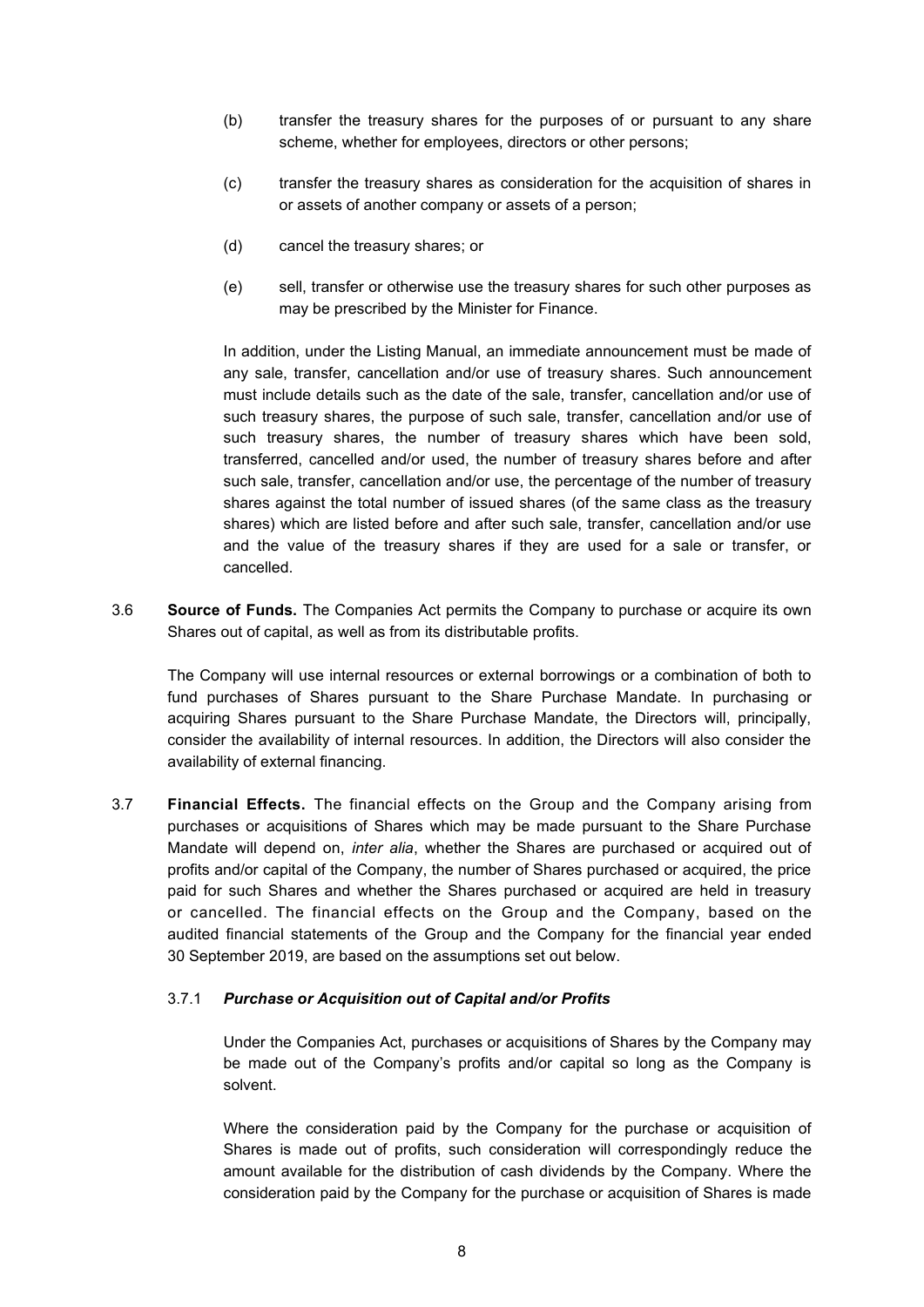(b) transfer the treasury shares for the purposes of or pursuant to any share scheme, whether for employees, directors or other persons;

(c) transfer the treasury shares as consideration for the acquisition of shares in or assets of another company or assets of a person;

(d) cancel the treasury shares; or

(e) sell, transfer or otherwise use the treasury shares for such other purposes as may be prescribed by the Minister for Finance.

In addition, under the Listing Manual, an immediate announcement must be made of any sale, transfer, cancellation and/or use of treasury shares. Such announcement must include details such as the date of the sale, transfer, cancellation and/or use of such treasury shares, the purpose of such sale, transfer, cancellation and/or use of such treasury shares, the number of treasury shares which have been sold, transferred, cancelled and/or used, the number of treasury shares before and after such sale, transfer, cancellation and/or use, the percentage of the number of treasury shares against the total number of issued shares (of the same class as the treasury shares) which are listed before and after such sale, transfer, cancellation and/or use and the value of the treasury shares if they are used for a sale or transfer, or cancelled.

3.6 **Source of Funds.** The Companies Act permits the Company to purchase or acquire its own Shares out of capital, as well as from its distributable profits.

The Company will use internal resources or external borrowings or a combination of both to fund purchases of Shares pursuant to the Share Purchase Mandate. In purchasing or acquiring Shares pursuant to the Share Purchase Mandate, the Directors will, principally, consider the availability of internal resources. In addition, the Directors will also consider the availability of external financing.

3.7 **Financial Effects.** The financial effects on the Group and the Company arising from purchases or acquisitions of Shares which may be made pursuant to the Share Purchase Mandate will depend on, *inter alia*, whether the Shares are purchased or acquired out of profits and/or capital of the Company, the number of Shares purchased or acquired, the price paid for such Shares and whether the Shares purchased or acquired are held in treasury or cancelled. The financial effects on the Group and the Company, based on the audited financial statements of the Group and the Company for the financial year ended 30 September 2019, are based on the assumptions set out below.

3.7.1 ***Purchase or Acquisition out of Capital and/or Profits***

Under the Companies Act, purchases or acquisitions of Shares by the Company may be made out of the Company's profits and/or capital so long as the Company is solvent.

Where the consideration paid by the Company for the purchase or acquisition of Shares is made out of profits, such consideration will correspondingly reduce the amount available for the distribution of cash dividends by the Company. Where the consideration paid by the Company for the purchase or acquisition of Shares is made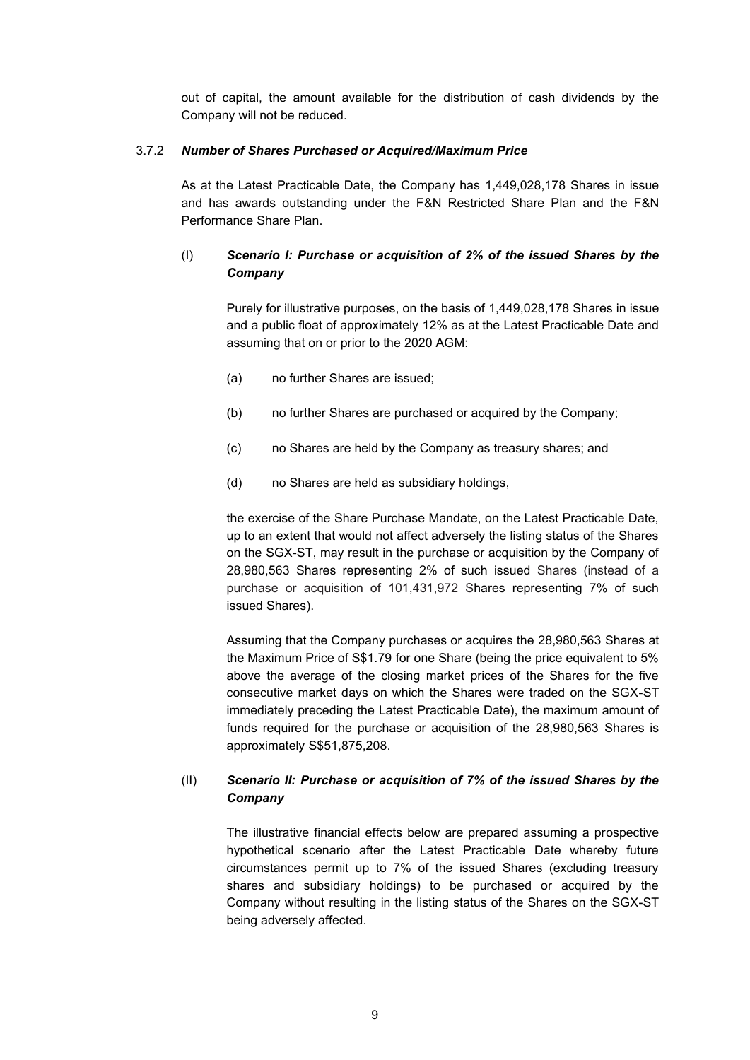out of capital, the amount available for the distribution of cash dividends by the Company will not be reduced.

### 3.7.2 *Number of Shares Purchased or Acquired/Maximum Price*

As at the Latest Practicable Date, the Company has 1,449,028,178 Shares in issue and has awards outstanding under the F&N Restricted Share Plan and the F&N Performance Share Plan.

#### (I) *Scenario I: Purchase or acquisition of 2% of the issued Shares by the Company*

Purely for illustrative purposes, on the basis of 1,449,028,178 Shares in issue and a public float of approximately 12% as at the Latest Practicable Date and assuming that on or prior to the 2020 AGM:

(a) no further Shares are issued;

(b) no further Shares are purchased or acquired by the Company;

(c) no Shares are held by the Company as treasury shares; and

(d) no Shares are held as subsidiary holdings,

the exercise of the Share Purchase Mandate, on the Latest Practicable Date, up to an extent that would not affect adversely the listing status of the Shares on the SGX-ST, may result in the purchase or acquisition by the Company of 28,980,563 Shares representing 2% of such issued Shares (instead of a purchase or acquisition of 101,431,972 Shares representing 7% of such issued Shares).

Assuming that the Company purchases or acquires the 28,980,563 Shares at the Maximum Price of S$1.79 for one Share (being the price equivalent to 5% above the average of the closing market prices of the Shares for the five consecutive market days on which the Shares were traded on the SGX-ST immediately preceding the Latest Practicable Date), the maximum amount of funds required for the purchase or acquisition of the 28,980,563 Shares is approximately S$51,875,208.

#### (II) *Scenario II: Purchase or acquisition of 7% of the issued Shares by the Company*

The illustrative financial effects below are prepared assuming a prospective hypothetical scenario after the Latest Practicable Date whereby future circumstances permit up to 7% of the issued Shares (excluding treasury shares and subsidiary holdings) to be purchased or acquired by the Company without resulting in the listing status of the Shares on the SGX-ST being adversely affected.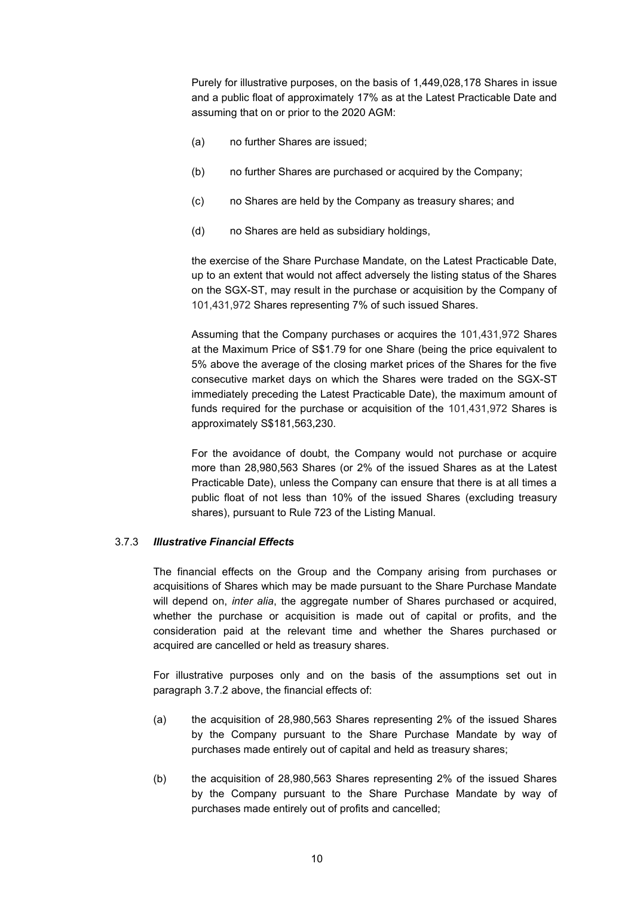Purely for illustrative purposes, on the basis of 1,449,028,178 Shares in issue and a public float of approximately 17% as at the Latest Practicable Date and assuming that on or prior to the 2020 AGM:

(a) no further Shares are issued;

(b) no further Shares are purchased or acquired by the Company;

(c) no Shares are held by the Company as treasury shares; and

(d) no Shares are held as subsidiary holdings,

the exercise of the Share Purchase Mandate, on the Latest Practicable Date, up to an extent that would not affect adversely the listing status of the Shares on the SGX-ST, may result in the purchase or acquisition by the Company of 101,431,972 Shares representing 7% of such issued Shares.

Assuming that the Company purchases or acquires the 101,431,972 Shares at the Maximum Price of S$1.79 for one Share (being the price equivalent to 5% above the average of the closing market prices of the Shares for the five consecutive market days on which the Shares were traded on the SGX-ST immediately preceding the Latest Practicable Date), the maximum amount of funds required for the purchase or acquisition of the 101,431,972 Shares is approximately S$181,563,230.

For the avoidance of doubt, the Company would not purchase or acquire more than 28,980,563 Shares (or 2% of the issued Shares as at the Latest Practicable Date), unless the Company can ensure that there is at all times a public float of not less than 10% of the issued Shares (excluding treasury shares), pursuant to Rule 723 of the Listing Manual.

### 3.7.3 ***Illustrative Financial Effects***

The financial effects on the Group and the Company arising from purchases or acquisitions of Shares which may be made pursuant to the Share Purchase Mandate will depend on, *inter alia*, the aggregate number of Shares purchased or acquired, whether the purchase or acquisition is made out of capital or profits, and the consideration paid at the relevant time and whether the Shares purchased or acquired are cancelled or held as treasury shares.

For illustrative purposes only and on the basis of the assumptions set out in paragraph 3.7.2 above, the financial effects of:

(a) the acquisition of 28,980,563 Shares representing 2% of the issued Shares by the Company pursuant to the Share Purchase Mandate by way of purchases made entirely out of capital and held as treasury shares;

(b) the acquisition of 28,980,563 Shares representing 2% of the issued Shares by the Company pursuant to the Share Purchase Mandate by way of purchases made entirely out of profits and cancelled;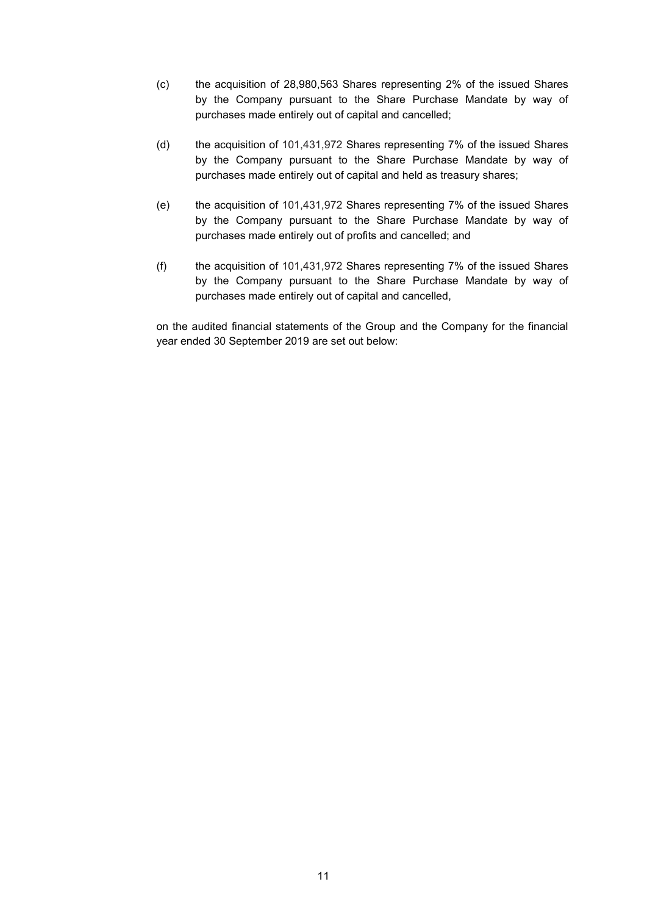(c) the acquisition of 28,980,563 Shares representing 2% of the issued Shares by the Company pursuant to the Share Purchase Mandate by way of purchases made entirely out of capital and cancelled;

(d) the acquisition of 101,431,972 Shares representing 7% of the issued Shares by the Company pursuant to the Share Purchase Mandate by way of purchases made entirely out of capital and held as treasury shares;

(e) the acquisition of 101,431,972 Shares representing 7% of the issued Shares by the Company pursuant to the Share Purchase Mandate by way of purchases made entirely out of profits and cancelled; and

(f) the acquisition of 101,431,972 Shares representing 7% of the issued Shares by the Company pursuant to the Share Purchase Mandate by way of purchases made entirely out of capital and cancelled,

on the audited financial statements of the Group and the Company for the financial year ended 30 September 2019 are set out below: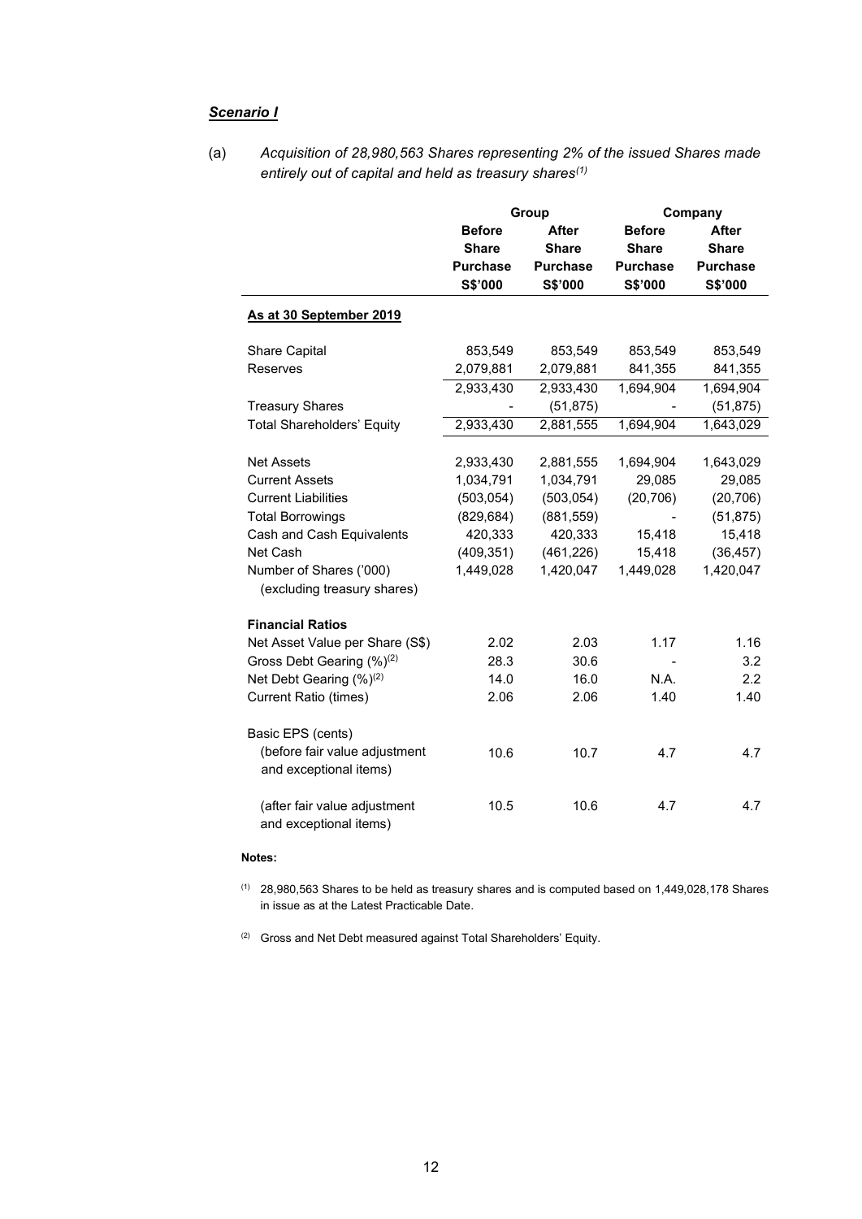***Scenario I***

(a) *Acquisition of 28,980,563 Shares representing 2% of the issued Shares made entirely out of capital and held as treasury shares[(1)]*

| | Group | | Company | |
|---|---|---|---|---|
| | **Before Share Purchase S$'000** | **After Share Purchase S$'000** | **Before Share Purchase S$'000** | **After Share Purchase S$'000** |
| **As at 30 September 2019** | | | | |
| Share Capital | 853,549 | 853,549 | 853,549 | 853,549 |
| Reserves | 2,079,881 | 2,079,881 | 841,355 | 841,355 |
| | 2,933,430 | 2,933,430 | 1,694,904 | 1,694,904 |
| Treasury Shares | - | (51,875) | - | (51,875) |
| Total Shareholders' Equity | 2,933,430 | 2,881,555 | 1,694,904 | 1,643,029 |
| Net Assets | 2,933,430 | 2,881,555 | 1,694,904 | 1,643,029 |
| Current Assets | 1,034,791 | 1,034,791 | 29,085 | 29,085 |
| Current Liabilities | (503,054) | (503,054) | (20,706) | (20,706) |
| Total Borrowings | (829,684) | (881,559) | - | (51,875) |
| Cash and Cash Equivalents | 420,333 | 420,333 | 15,418 | 15,418 |
| Net Cash | (409,351) | (461,226) | 15,418 | (36,457) |
| Number of Shares ('000) (excluding treasury shares) | 1,449,028 | 1,420,047 | 1,449,028 | 1,420,047 |
| **Financial Ratios** | | | | |
| Net Asset Value per Share (S$) | 2.02 | 2.03 | 1.17 | 1.16 |
| Gross Debt Gearing (%)[(2)] | 28.3 | 30.6 | - | 3.2 |
| Net Debt Gearing (%)[(2)] | 14.0 | 16.0 | N.A. | 2.2 |
| Current Ratio (times) | 2.06 | 2.06 | 1.40 | 1.40 |
| Basic EPS (cents) | | | | |
| (before fair value adjustment and exceptional items) | 10.6 | 10.7 | 4.7 | 4.7 |
| (after fair value adjustment and exceptional items) | 10.5 | 10.6 | 4.7 | 4.7 |

**Notes:**

(1) 28,980,563 Shares to be held as treasury shares and is computed based on 1,449,028,178 Shares in issue as at the Latest Practicable Date.

(2) Gross and Net Debt measured against Total Shareholders' Equity.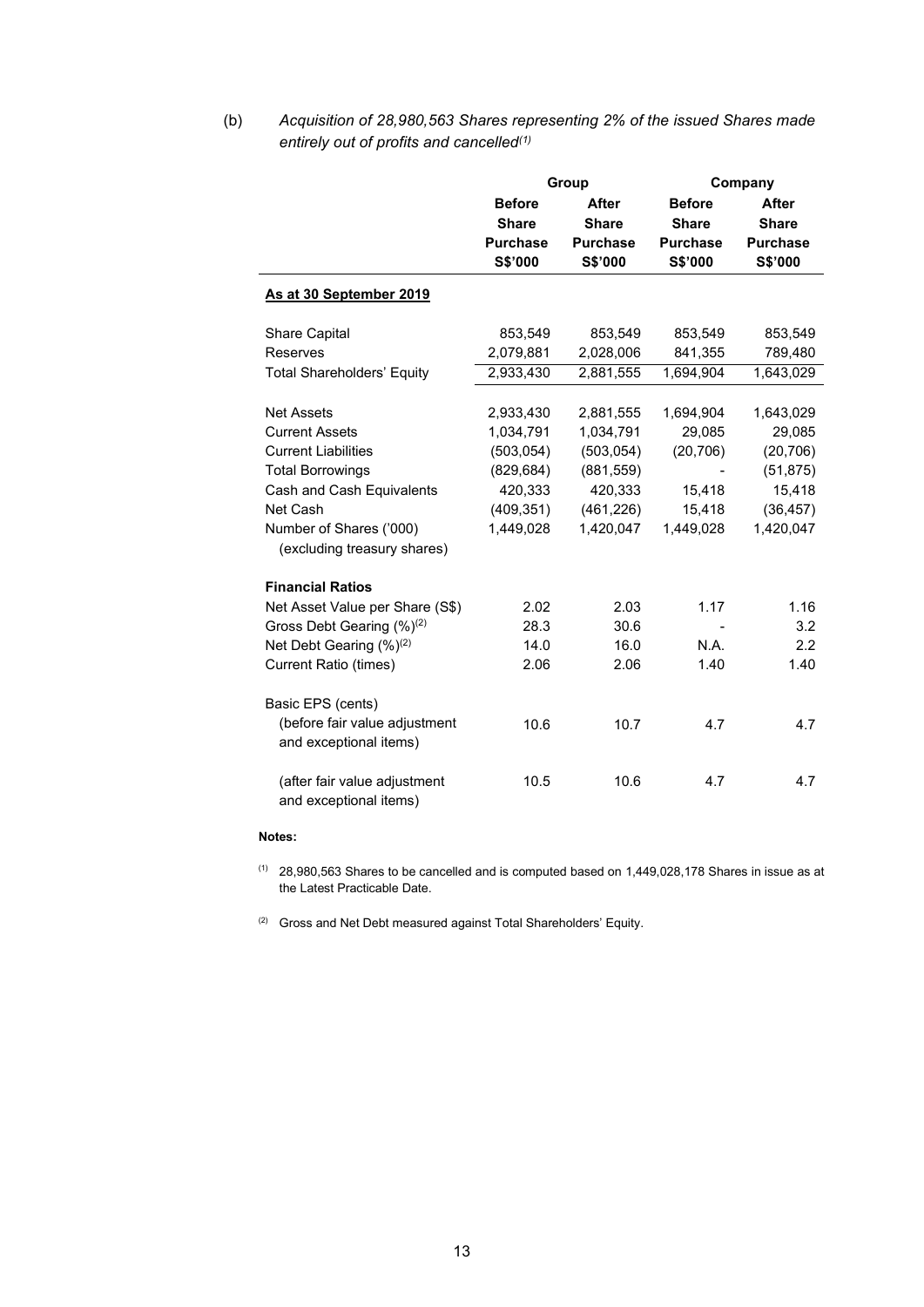(b) *Acquisition of 28,980,563 Shares representing 2% of the issued Shares made entirely out of profits and cancelled*[(1)]

| | Group | | Company | |
|---|---|---|---|---|
| | **Before Share Purchase S$'000** | **After Share Purchase S$'000** | **Before Share Purchase S$'000** | **After Share Purchase S$'000** |
| **As at 30 September 2019** | | | | |
| Share Capital | 853,549 | 853,549 | 853,549 | 853,549 |
| Reserves | 2,079,881 | 2,028,006 | 841,355 | 789,480 |
| Total Shareholders' Equity | 2,933,430 | 2,881,555 | 1,694,904 | 1,643,029 |
| Net Assets | 2,933,430 | 2,881,555 | 1,694,904 | 1,643,029 |
| Current Assets | 1,034,791 | 1,034,791 | 29,085 | 29,085 |
| Current Liabilities | (503,054) | (503,054) | (20,706) | (20,706) |
| Total Borrowings | (829,684) | (881,559) | - | (51,875) |
| Cash and Cash Equivalents | 420,333 | 420,333 | 15,418 | 15,418 |
| Net Cash | (409,351) | (461,226) | 15,418 | (36,457) |
| Number of Shares ('000) (excluding treasury shares) | 1,449,028 | 1,420,047 | 1,449,028 | 1,420,047 |
| **Financial Ratios** | | | | |
| Net Asset Value per Share (S$) | 2.02 | 2.03 | 1.17 | 1.16 |
| Gross Debt Gearing (%)[(2)] | 28.3 | 30.6 | - | 3.2 |
| Net Debt Gearing (%)[(2)] | 14.0 | 16.0 | N.A. | 2.2 |
| Current Ratio (times) | 2.06 | 2.06 | 1.40 | 1.40 |
| Basic EPS (cents) | | | | |
| (before fair value adjustment and exceptional items) | 10.6 | 10.7 | 4.7 | 4.7 |
| (after fair value adjustment and exceptional items) | 10.5 | 10.6 | 4.7 | 4.7 |

**Notes:**

[(1)] 28,980,563 Shares to be cancelled and is computed based on 1,449,028,178 Shares in issue as at the Latest Practicable Date.

[(2)] Gross and Net Debt measured against Total Shareholders' Equity.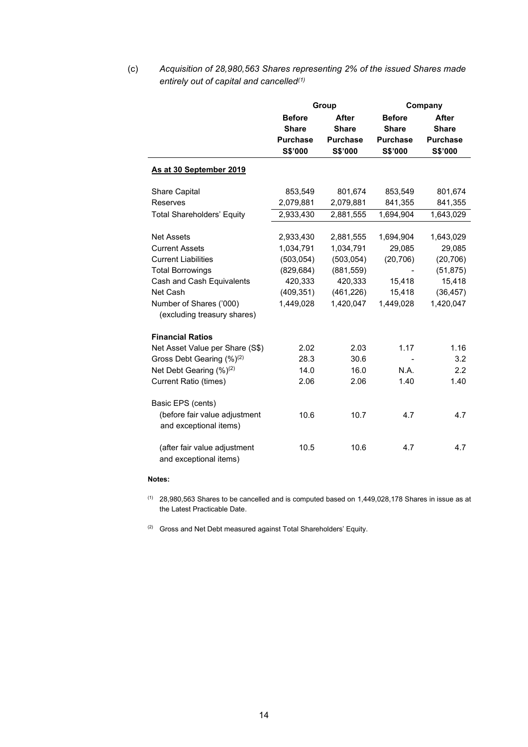(c) *Acquisition of 28,980,563 Shares representing 2% of the issued Shares made entirely out of capital and cancelled[(1)]*

| | Group | | Company | |
|---|---|---|---|---|
| | **Before Share Purchase S$'000** | **After Share Purchase S$'000** | **Before Share Purchase S$'000** | **After Share Purchase S$'000** |
| **As at 30 September 2019** | | | | |
| Share Capital | 853,549 | 801,674 | 853,549 | 801,674 |
| Reserves | 2,079,881 | 2,079,881 | 841,355 | 841,355 |
| Total Shareholders' Equity | 2,933,430 | 2,881,555 | 1,694,904 | 1,643,029 |
| Net Assets | 2,933,430 | 2,881,555 | 1,694,904 | 1,643,029 |
| Current Assets | 1,034,791 | 1,034,791 | 29,085 | 29,085 |
| Current Liabilities | (503,054) | (503,054) | (20,706) | (20,706) |
| Total Borrowings | (829,684) | (881,559) | - | (51,875) |
| Cash and Cash Equivalents | 420,333 | 420,333 | 15,418 | 15,418 |
| Net Cash | (409,351) | (461,226) | 15,418 | (36,457) |
| Number of Shares ('000) (excluding treasury shares) | 1,449,028 | 1,420,047 | 1,449,028 | 1,420,047 |
| **Financial Ratios** | | | | |
| Net Asset Value per Share (S$) | 2.02 | 2.03 | 1.17 | 1.16 |
| Gross Debt Gearing (%)[(2)] | 28.3 | 30.6 | - | 3.2 |
| Net Debt Gearing (%)[(2)] | 14.0 | 16.0 | N.A. | 2.2 |
| Current Ratio (times) | 2.06 | 2.06 | 1.40 | 1.40 |
| Basic EPS (cents) | | | | |
| (before fair value adjustment and exceptional items) | 10.6 | 10.7 | 4.7 | 4.7 |
| (after fair value adjustment and exceptional items) | 10.5 | 10.6 | 4.7 | 4.7 |

**Notes:**

(1) 28,980,563 Shares to be cancelled and is computed based on 1,449,028,178 Shares in issue as at the Latest Practicable Date.

(2) Gross and Net Debt measured against Total Shareholders' Equity.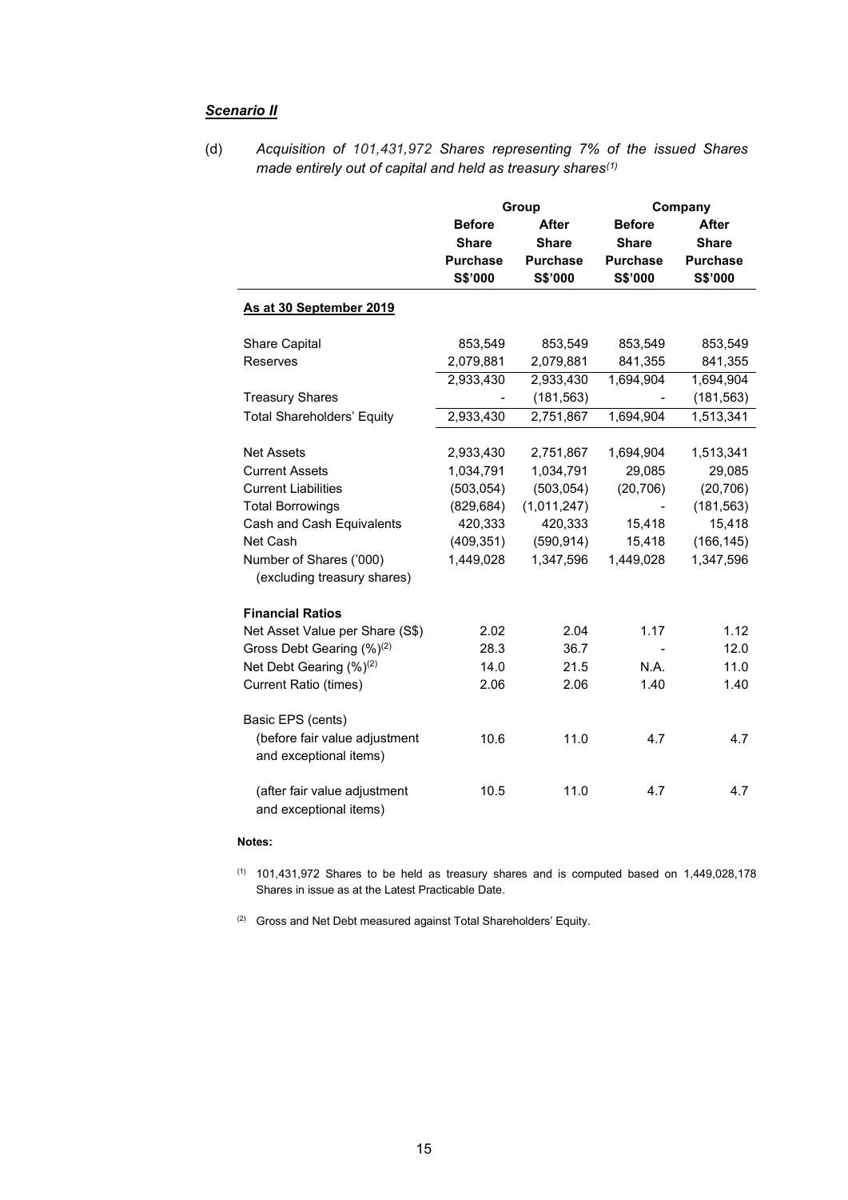***Scenario II***

(d) *Acquisition of 101,431,972 Shares representing 7% of the issued Shares made entirely out of capital and held as treasury shares[(1)]*

| | Group | | Company | |
|---|---|---|---|---|
| | **Before Share Purchase S$'000** | **After Share Purchase S$'000** | **Before Share Purchase S$'000** | **After Share Purchase S$'000** |
| **As at 30 September 2019** | | | | |
| Share Capital | 853,549 | 853,549 | 853,549 | 853,549 |
| Reserves | 2,079,881 | 2,079,881 | 841,355 | 841,355 |
| | 2,933,430 | 2,933,430 | 1,694,904 | 1,694,904 |
| Treasury Shares | - | (181,563) | - | (181,563) |
| Total Shareholders' Equity | 2,933,430 | 2,751,867 | 1,694,904 | 1,513,341 |
| | | | | |
| Net Assets | 2,933,430 | 2,751,867 | 1,694,904 | 1,513,341 |
| Current Assets | 1,034,791 | 1,034,791 | 29,085 | 29,085 |
| Current Liabilities | (503,054) | (503,054) | (20,706) | (20,706) |
| Total Borrowings | (829,684) | (1,011,247) | - | (181,563) |
| Cash and Cash Equivalents | 420,333 | 420,333 | 15,418 | 15,418 |
| Net Cash | (409,351) | (590,914) | 15,418 | (166,145) |
| Number of Shares ('000) (excluding treasury shares) | 1,449,028 | 1,347,596 | 1,449,028 | 1,347,596 |
| | | | | |
| **Financial Ratios** | | | | |
| Net Asset Value per Share (S$) | 2.02 | 2.04 | 1.17 | 1.12 |
| Gross Debt Gearing (%)[(2)] | 28.3 | 36.7 | - | 12.0 |
| Net Debt Gearing (%)[(2)] | 14.0 | 21.5 | N.A. | 11.0 |
| Current Ratio (times) | 2.06 | 2.06 | 1.40 | 1.40 |
| | | | | |
| Basic EPS (cents) | | | | |
| (before fair value adjustment and exceptional items) | 10.6 | 11.0 | 4.7 | 4.7 |
| (after fair value adjustment and exceptional items) | 10.5 | 11.0 | 4.7 | 4.7 |

**Notes:**

(1) 101,431,972 Shares to be held as treasury shares and is computed based on 1,449,028,178 Shares in issue as at the Latest Practicable Date.

(2) Gross and Net Debt measured against Total Shareholders' Equity.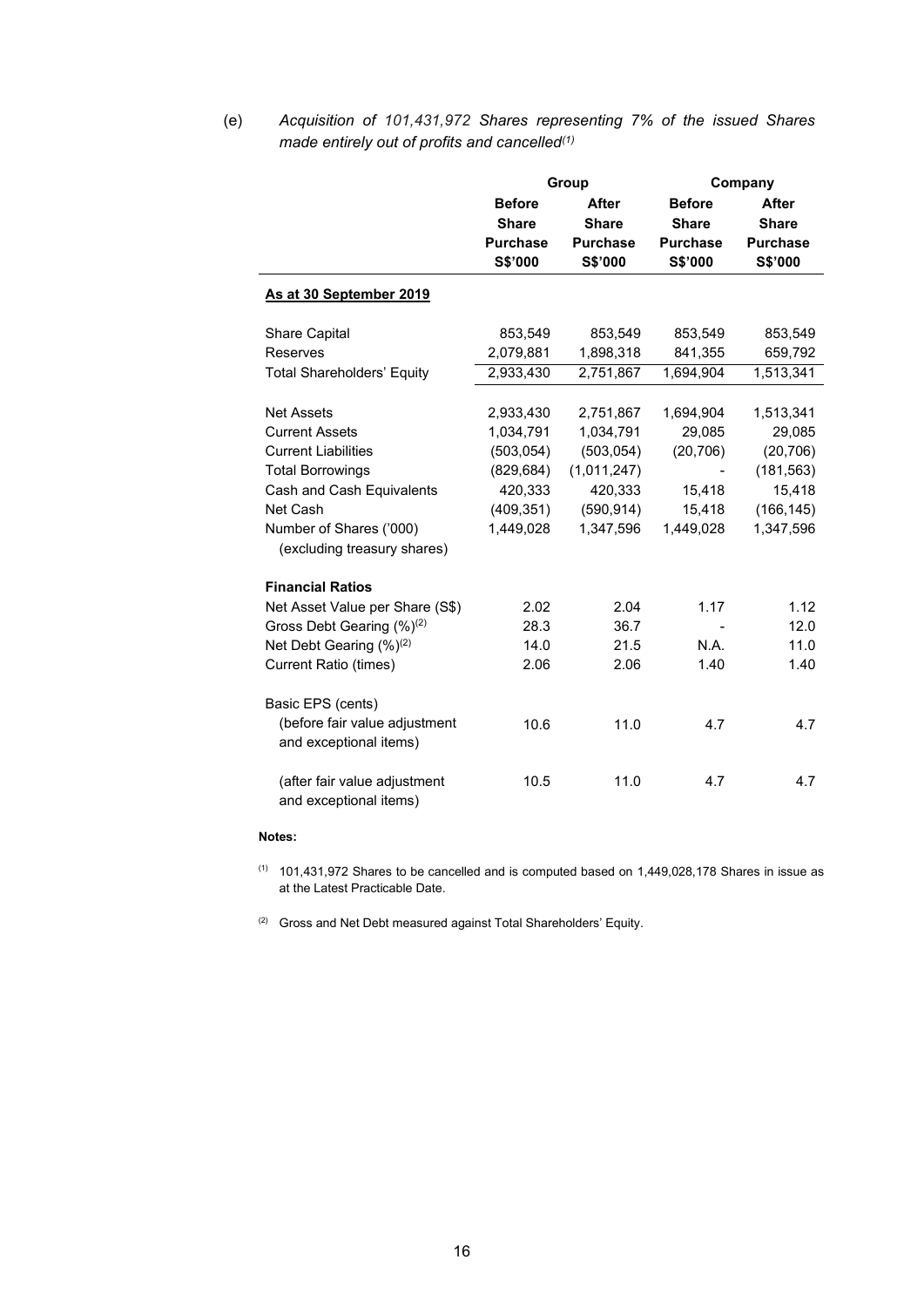(e) *Acquisition of 101,431,972 Shares representing 7% of the issued Shares made entirely out of profits and cancelled*[(1)]

| | Group | | Company | |
|---|---|---|---|---|
| | **Before Share Purchase S$'000** | **After Share Purchase S$'000** | **Before Share Purchase S$'000** | **After Share Purchase S$'000** |
| **As at 30 September 2019** | | | | |
| Share Capital | 853,549 | 853,549 | 853,549 | 853,549 |
| Reserves | 2,079,881 | 1,898,318 | 841,355 | 659,792 |
| Total Shareholders' Equity | 2,933,430 | 2,751,867 | 1,694,904 | 1,513,341 |
| Net Assets | 2,933,430 | 2,751,867 | 1,694,904 | 1,513,341 |
| Current Assets | 1,034,791 | 1,034,791 | 29,085 | 29,085 |
| Current Liabilities | (503,054) | (503,054) | (20,706) | (20,706) |
| Total Borrowings | (829,684) | (1,011,247) | - | (181,563) |
| Cash and Cash Equivalents | 420,333 | 420,333 | 15,418 | 15,418 |
| Net Cash | (409,351) | (590,914) | 15,418 | (166,145) |
| Number of Shares ('000) (excluding treasury shares) | 1,449,028 | 1,347,596 | 1,449,028 | 1,347,596 |
| **Financial Ratios** | | | | |
| Net Asset Value per Share (S$) | 2.02 | 2.04 | 1.17 | 1.12 |
| Gross Debt Gearing (%)[(2)] | 28.3 | 36.7 | - | 12.0 |
| Net Debt Gearing (%)[(2)] | 14.0 | 21.5 | N.A. | 11.0 |
| Current Ratio (times) | 2.06 | 2.06 | 1.40 | 1.40 |
| Basic EPS (cents) | | | | |
| (before fair value adjustment and exceptional items) | 10.6 | 11.0 | 4.7 | 4.7 |
| (after fair value adjustment and exceptional items) | 10.5 | 11.0 | 4.7 | 4.7 |

**Notes:**

(1) 101,431,972 Shares to be cancelled and is computed based on 1,449,028,178 Shares in issue as at the Latest Practicable Date.

(2) Gross and Net Debt measured against Total Shareholders' Equity.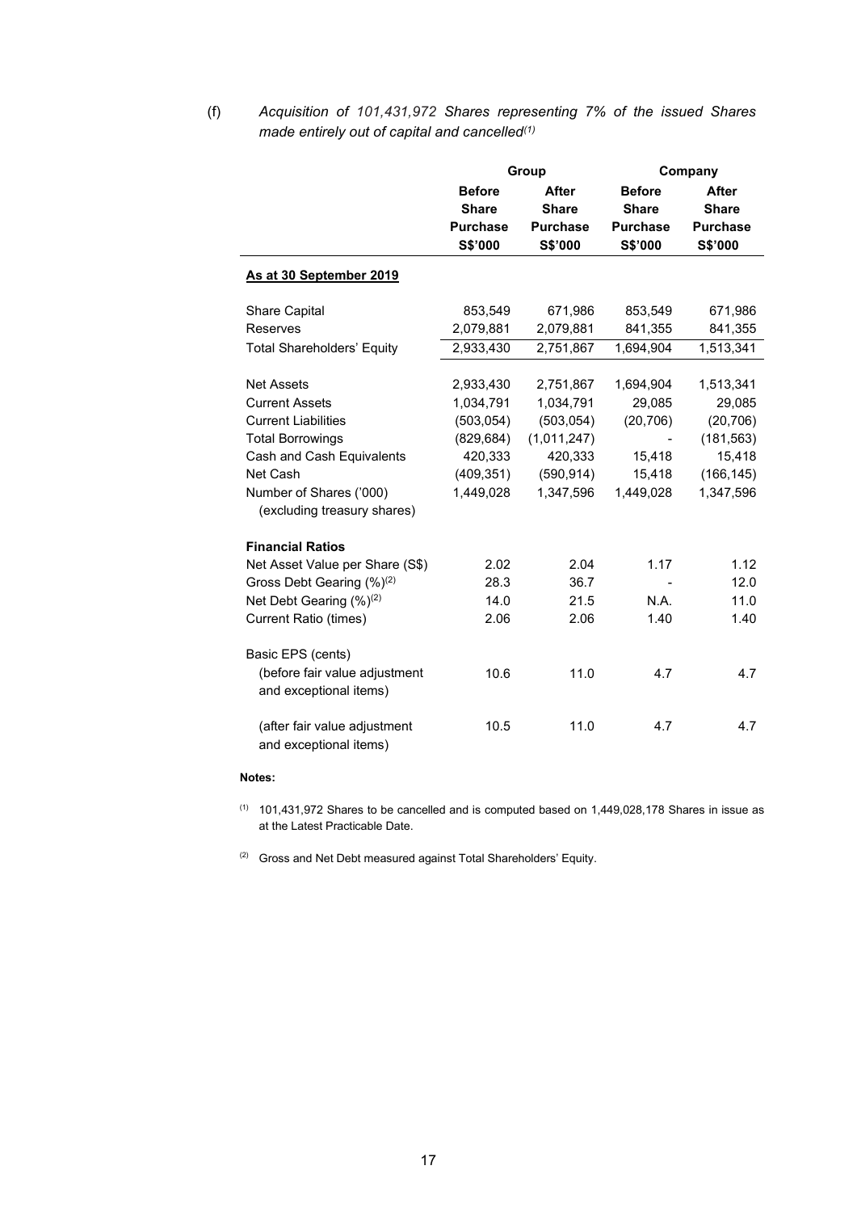(f) *Acquisition of 101,431,972 Shares representing 7% of the issued Shares made entirely out of capital and cancelled*[(1)]

| | Group | | Company | |
|---|---|---|---|---|
| | **Before Share Purchase S$'000** | **After Share Purchase S$'000** | **Before Share Purchase S$'000** | **After Share Purchase S$'000** |
| **As at 30 September 2019** | | | | |
| Share Capital | 853,549 | 671,986 | 853,549 | 671,986 |
| Reserves | 2,079,881 | 2,079,881 | 841,355 | 841,355 |
| Total Shareholders' Equity | 2,933,430 | 2,751,867 | 1,694,904 | 1,513,341 |
| Net Assets | 2,933,430 | 2,751,867 | 1,694,904 | 1,513,341 |
| Current Assets | 1,034,791 | 1,034,791 | 29,085 | 29,085 |
| Current Liabilities | (503,054) | (503,054) | (20,706) | (20,706) |
| Total Borrowings | (829,684) | (1,011,247) | - | (181,563) |
| Cash and Cash Equivalents | 420,333 | 420,333 | 15,418 | 15,418 |
| Net Cash | (409,351) | (590,914) | 15,418 | (166,145) |
| Number of Shares ('000) (excluding treasury shares) | 1,449,028 | 1,347,596 | 1,449,028 | 1,347,596 |
| **Financial Ratios** | | | | |
| Net Asset Value per Share (S$) | 2.02 | 2.04 | 1.17 | 1.12 |
| Gross Debt Gearing (%)[(2)] | 28.3 | 36.7 | - | 12.0 |
| Net Debt Gearing (%)[(2)] | 14.0 | 21.5 | N.A. | 11.0 |
| Current Ratio (times) | 2.06 | 2.06 | 1.40 | 1.40 |
| Basic EPS (cents) | | | | |
| (before fair value adjustment and exceptional items) | 10.6 | 11.0 | 4.7 | 4.7 |
| (after fair value adjustment and exceptional items) | 10.5 | 11.0 | 4.7 | 4.7 |

**Notes:**

(1) 101,431,972 Shares to be cancelled and is computed based on 1,449,028,178 Shares in issue as at the Latest Practicable Date.

(2) Gross and Net Debt measured against Total Shareholders' Equity.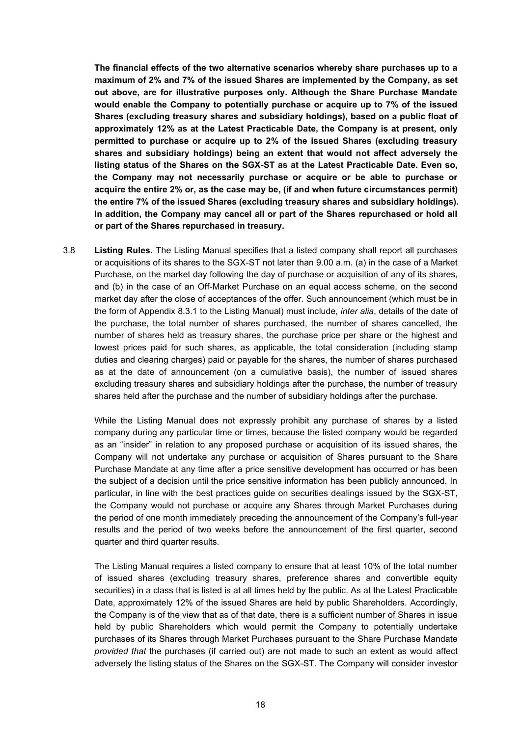**The financial effects of the two alternative scenarios whereby share purchases up to a maximum of 2% and 7% of the issued Shares are implemented by the Company, as set out above, are for illustrative purposes only. Although the Share Purchase Mandate would enable the Company to potentially purchase or acquire up to 7% of the issued Shares (excluding treasury shares and subsidiary holdings), based on a public float of approximately 12% as at the Latest Practicable Date, the Company is at present, only permitted to purchase or acquire up to 2% of the issued Shares (excluding treasury shares and subsidiary holdings) being an extent that would not affect adversely the listing status of the Shares on the SGX-ST as at the Latest Practicable Date. Even so, the Company may not necessarily purchase or acquire or be able to purchase or acquire the entire 2% or, as the case may be, (if and when future circumstances permit) the entire 7% of the issued Shares (excluding treasury shares and subsidiary holdings). In addition, the Company may cancel all or part of the Shares repurchased or hold all or part of the Shares repurchased in treasury.**

3.8 **Listing Rules.** The Listing Manual specifies that a listed company shall report all purchases or acquisitions of its shares to the SGX-ST not later than 9.00 a.m. (a) in the case of a Market Purchase, on the market day following the day of purchase or acquisition of any of its shares, and (b) in the case of an Off-Market Purchase on an equal access scheme, on the second market day after the close of acceptances of the offer. Such announcement (which must be in the form of Appendix 8.3.1 to the Listing Manual) must include, *inter alia*, details of the date of the purchase, the total number of shares purchased, the number of shares cancelled, the number of shares held as treasury shares, the purchase price per share or the highest and lowest prices paid for such shares, as applicable, the total consideration (including stamp duties and clearing charges) paid or payable for the shares, the number of shares purchased as at the date of announcement (on a cumulative basis), the number of issued shares excluding treasury shares and subsidiary holdings after the purchase, the number of treasury shares held after the purchase and the number of subsidiary holdings after the purchase.

While the Listing Manual does not expressly prohibit any purchase of shares by a listed company during any particular time or times, because the listed company would be regarded as an "insider" in relation to any proposed purchase or acquisition of its issued shares, the Company will not undertake any purchase or acquisition of Shares pursuant to the Share Purchase Mandate at any time after a price sensitive development has occurred or has been the subject of a decision until the price sensitive information has been publicly announced. In particular, in line with the best practices guide on securities dealings issued by the SGX-ST, the Company would not purchase or acquire any Shares through Market Purchases during the period of one month immediately preceding the announcement of the Company's full-year results and the period of two weeks before the announcement of the first quarter, second quarter and third quarter results.

The Listing Manual requires a listed company to ensure that at least 10% of the total number of issued shares (excluding treasury shares, preference shares and convertible equity securities) in a class that is listed is at all times held by the public. As at the Latest Practicable Date, approximately 12% of the issued Shares are held by public Shareholders. Accordingly, the Company is of the view that as of that date, there is a sufficient number of Shares in issue held by public Shareholders which would permit the Company to potentially undertake purchases of its Shares through Market Purchases pursuant to the Share Purchase Mandate *provided that* the purchases (if carried out) are not made to such an extent as would affect adversely the listing status of the Shares on the SGX-ST. The Company will consider investor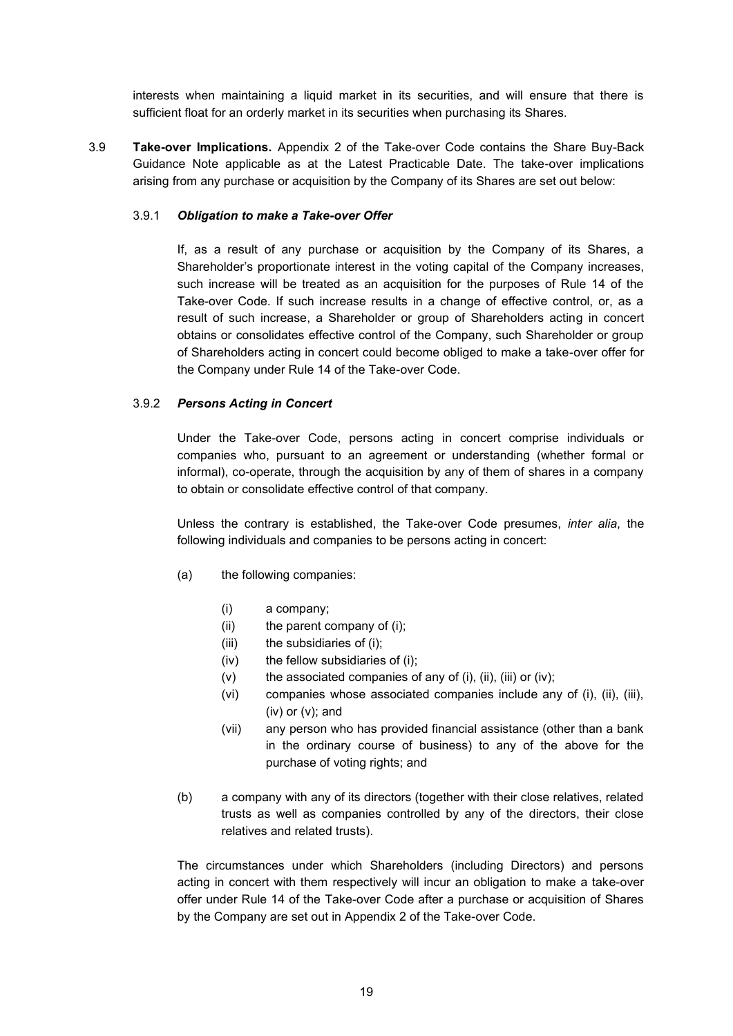interests when maintaining a liquid market in its securities, and will ensure that there is sufficient float for an orderly market in its securities when purchasing its Shares.

3.9 **Take-over Implications.** Appendix 2 of the Take-over Code contains the Share Buy-Back Guidance Note applicable as at the Latest Practicable Date. The take-over implications arising from any purchase or acquisition by the Company of its Shares are set out below:

3.9.1 ***Obligation to make a Take-over Offer***

If, as a result of any purchase or acquisition by the Company of its Shares, a Shareholder's proportionate interest in the voting capital of the Company increases, such increase will be treated as an acquisition for the purposes of Rule 14 of the Take-over Code. If such increase results in a change of effective control, or, as a result of such increase, a Shareholder or group of Shareholders acting in concert obtains or consolidates effective control of the Company, such Shareholder or group of Shareholders acting in concert could become obliged to make a take-over offer for the Company under Rule 14 of the Take-over Code.

3.9.2 ***Persons Acting in Concert***

Under the Take-over Code, persons acting in concert comprise individuals or companies who, pursuant to an agreement or understanding (whether formal or informal), co-operate, through the acquisition by any of them of shares in a company to obtain or consolidate effective control of that company.

Unless the contrary is established, the Take-over Code presumes, *inter alia*, the following individuals and companies to be persons acting in concert:

(a) the following companies:

   (i) a company;
   (ii) the parent company of (i);
   (iii) the subsidiaries of (i);
   (iv) the fellow subsidiaries of (i);
   (v) the associated companies of any of (i), (ii), (iii) or (iv);
   (vi) companies whose associated companies include any of (i), (ii), (iii), (iv) or (v); and
   (vii) any person who has provided financial assistance (other than a bank in the ordinary course of business) to any of the above for the purchase of voting rights; and

(b) a company with any of its directors (together with their close relatives, related trusts as well as companies controlled by any of the directors, their close relatives and related trusts).

The circumstances under which Shareholders (including Directors) and persons acting in concert with them respectively will incur an obligation to make a take-over offer under Rule 14 of the Take-over Code after a purchase or acquisition of Shares by the Company are set out in Appendix 2 of the Take-over Code.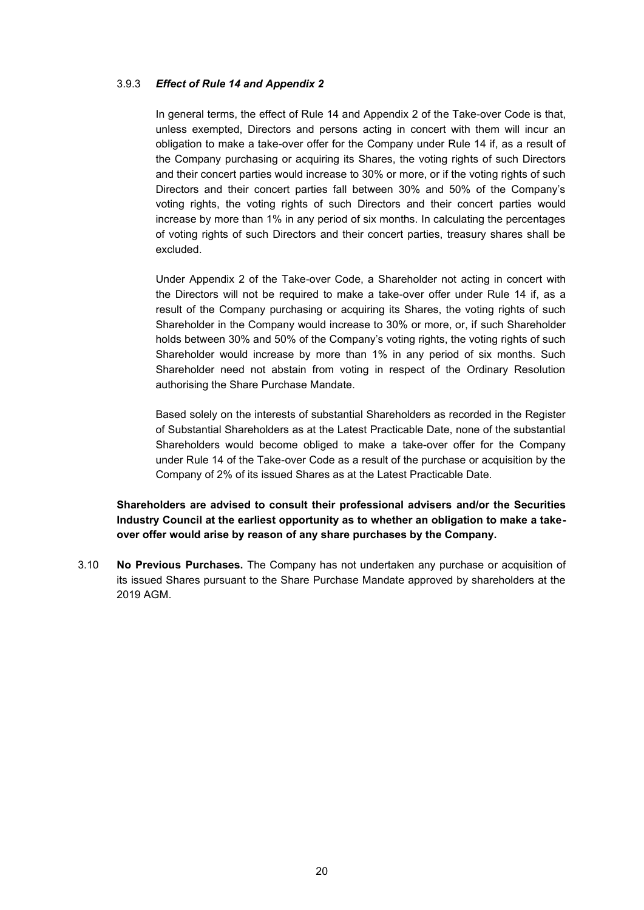#### 3.9.3 *Effect of Rule 14 and Appendix 2*

In general terms, the effect of Rule 14 and Appendix 2 of the Take-over Code is that, unless exempted, Directors and persons acting in concert with them will incur an obligation to make a take-over offer for the Company under Rule 14 if, as a result of the Company purchasing or acquiring its Shares, the voting rights of such Directors and their concert parties would increase to 30% or more, or if the voting rights of such Directors and their concert parties fall between 30% and 50% of the Company's voting rights, the voting rights of such Directors and their concert parties would increase by more than 1% in any period of six months. In calculating the percentages of voting rights of such Directors and their concert parties, treasury shares shall be excluded.

Under Appendix 2 of the Take-over Code, a Shareholder not acting in concert with the Directors will not be required to make a take-over offer under Rule 14 if, as a result of the Company purchasing or acquiring its Shares, the voting rights of such Shareholder in the Company would increase to 30% or more, or, if such Shareholder holds between 30% and 50% of the Company's voting rights, the voting rights of such Shareholder would increase by more than 1% in any period of six months. Such Shareholder need not abstain from voting in respect of the Ordinary Resolution authorising the Share Purchase Mandate.

Based solely on the interests of substantial Shareholders as recorded in the Register of Substantial Shareholders as at the Latest Practicable Date, none of the substantial Shareholders would become obliged to make a take-over offer for the Company under Rule 14 of the Take-over Code as a result of the purchase or acquisition by the Company of 2% of its issued Shares as at the Latest Practicable Date.

**Shareholders are advised to consult their professional advisers and/or the Securities Industry Council at the earliest opportunity as to whether an obligation to make a take-over offer would arise by reason of any share purchases by the Company.**

3.10 **No Previous Purchases.** The Company has not undertaken any purchase or acquisition of its issued Shares pursuant to the Share Purchase Mandate approved by shareholders at the 2019 AGM.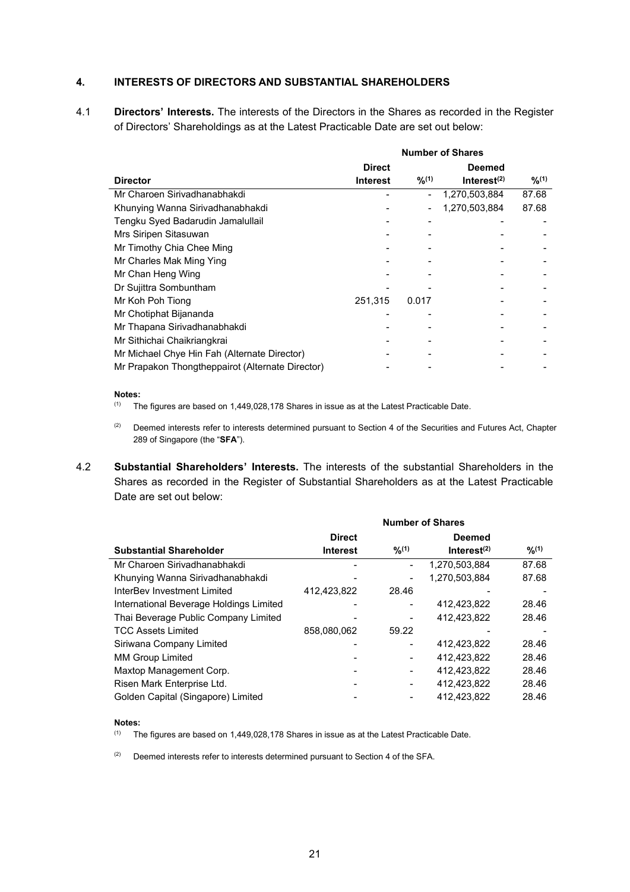## 4. INTERESTS OF DIRECTORS AND SUBSTANTIAL SHAREHOLDERS

4.1 **Directors' Interests.** The interests of the Directors in the Shares as recorded in the Register of Directors' Shareholdings as at the Latest Practicable Date are set out below:

| | Number of Shares | | | |
|---|---|---|---|---|
| **Director** | **Direct Interest** | **%(1)** | **Deemed Interest(2)** | **%(1)** |
| Mr Charoen Sirivadhanabhakdi | - | - | 1,270,503,884 | 87.68 |
| Khunying Wanna Sirivadhanabhakdi | - | - | 1,270,503,884 | 87.68 |
| Tengku Syed Badarudin Jamalullail | - | - | - | - |
| Mrs Siripen Sitasuwan | - | - | - | - |
| Mr Timothy Chia Chee Ming | - | - | - | - |
| Mr Charles Mak Ming Ying | - | - | - | - |
| Mr Chan Heng Wing | - | - | - | - |
| Dr Sujittra Sombuntham | - | - | - | - |
| Mr Koh Poh Tiong | 251,315 | 0.017 | - | - |
| Mr Chotiphat Bijananda | - | - | - | - |
| Mr Thapana Sirivadhanabhakdi | - | - | - | - |
| Mr Sithichai Chaikriangkrai | - | - | - | - |
| Mr Michael Chye Hin Fah (Alternate Director) | - | - | - | - |
| Mr Prapakon Thongtheppairot (Alternate Director) | - | - | - | - |

**Notes:**

(1) The figures are based on 1,449,028,178 Shares in issue as at the Latest Practicable Date.

(2) Deemed interests refer to interests determined pursuant to Section 4 of the Securities and Futures Act, Chapter 289 of Singapore (the "**SFA**").

4.2 **Substantial Shareholders' Interests.** The interests of the substantial Shareholders in the Shares as recorded in the Register of Substantial Shareholders as at the Latest Practicable Date are set out below:

| | Number of Shares | | | |
|---|---|---|---|---|
| **Substantial Shareholder** | **Direct Interest** | **%(1)** | **Deemed Interest(2)** | **%(1)** |
| Mr Charoen Sirivadhanabhakdi | - | - | 1,270,503,884 | 87.68 |
| Khunying Wanna Sirivadhanabhakdi | - | - | 1,270,503,884 | 87.68 |
| InterBev Investment Limited | 412,423,822 | 28.46 | - | - |
| International Beverage Holdings Limited | - | - | 412,423,822 | 28.46 |
| Thai Beverage Public Company Limited | - | - | 412,423,822 | 28.46 |
| TCC Assets Limited | 858,080,062 | 59.22 | - | - |
| Siriwana Company Limited | - | - | 412,423,822 | 28.46 |
| MM Group Limited | - | - | 412,423,822 | 28.46 |
| Maxtop Management Corp. | - | - | 412,423,822 | 28.46 |
| Risen Mark Enterprise Ltd. | - | - | 412,423,822 | 28.46 |
| Golden Capital (Singapore) Limited | - | - | 412,423,822 | 28.46 |

**Notes:**

(1) The figures are based on 1,449,028,178 Shares in issue as at the Latest Practicable Date.

(2) Deemed interests refer to interests determined pursuant to Section 4 of the SFA.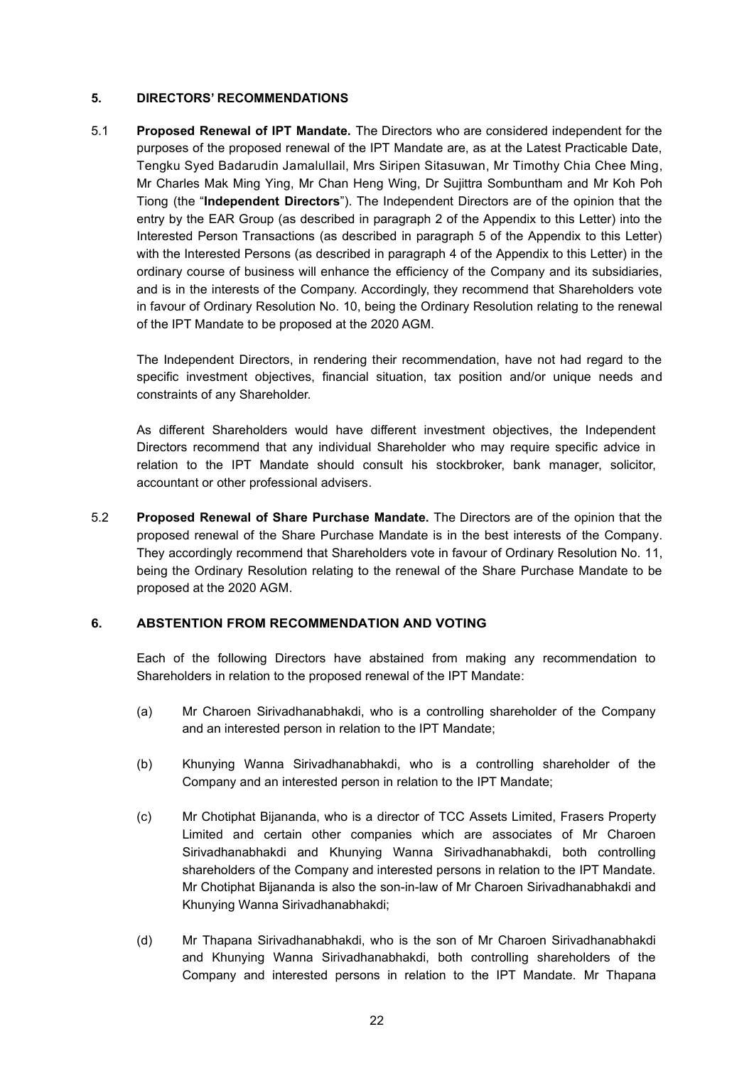## 5. DIRECTORS' RECOMMENDATIONS

5.1 **Proposed Renewal of IPT Mandate.** The Directors who are considered independent for the purposes of the proposed renewal of the IPT Mandate are, as at the Latest Practicable Date, Tengku Syed Badarudin Jamalullail, Mrs Siripen Sitasuwan, Mr Timothy Chia Chee Ming, Mr Charles Mak Ming Ying, Mr Chan Heng Wing, Dr Sujittra Sombuntham and Mr Koh Poh Tiong (the "**Independent Directors**"). The Independent Directors are of the opinion that the entry by the EAR Group (as described in paragraph 2 of the Appendix to this Letter) into the Interested Person Transactions (as described in paragraph 5 of the Appendix to this Letter) with the Interested Persons (as described in paragraph 4 of the Appendix to this Letter) in the ordinary course of business will enhance the efficiency of the Company and its subsidiaries, and is in the interests of the Company. Accordingly, they recommend that Shareholders vote in favour of Ordinary Resolution No. 10, being the Ordinary Resolution relating to the renewal of the IPT Mandate to be proposed at the 2020 AGM.

The Independent Directors, in rendering their recommendation, have not had regard to the specific investment objectives, financial situation, tax position and/or unique needs and constraints of any Shareholder.

As different Shareholders would have different investment objectives, the Independent Directors recommend that any individual Shareholder who may require specific advice in relation to the IPT Mandate should consult his stockbroker, bank manager, solicitor, accountant or other professional advisers.

5.2 **Proposed Renewal of Share Purchase Mandate.** The Directors are of the opinion that the proposed renewal of the Share Purchase Mandate is in the best interests of the Company. They accordingly recommend that Shareholders vote in favour of Ordinary Resolution No. 11, being the Ordinary Resolution relating to the renewal of the Share Purchase Mandate to be proposed at the 2020 AGM.

## 6. ABSTENTION FROM RECOMMENDATION AND VOTING

Each of the following Directors have abstained from making any recommendation to Shareholders in relation to the proposed renewal of the IPT Mandate:

(a) Mr Charoen Sirivadhanabhakdi, who is a controlling shareholder of the Company and an interested person in relation to the IPT Mandate;

(b) Khunying Wanna Sirivadhanabhakdi, who is a controlling shareholder of the Company and an interested person in relation to the IPT Mandate;

(c) Mr Chotiphat Bijananda, who is a director of TCC Assets Limited, Frasers Property Limited and certain other companies which are associates of Mr Charoen Sirivadhanabhakdi and Khunying Wanna Sirivadhanabhakdi, both controlling shareholders of the Company and interested persons in relation to the IPT Mandate. Mr Chotiphat Bijananda is also the son-in-law of Mr Charoen Sirivadhanabhakdi and Khunying Wanna Sirivadhanabhakdi;

(d) Mr Thapana Sirivadhanabhakdi, who is the son of Mr Charoen Sirivadhanabhakdi and Khunying Wanna Sirivadhanabhakdi, both controlling shareholders of the Company and interested persons in relation to the IPT Mandate. Mr Thapana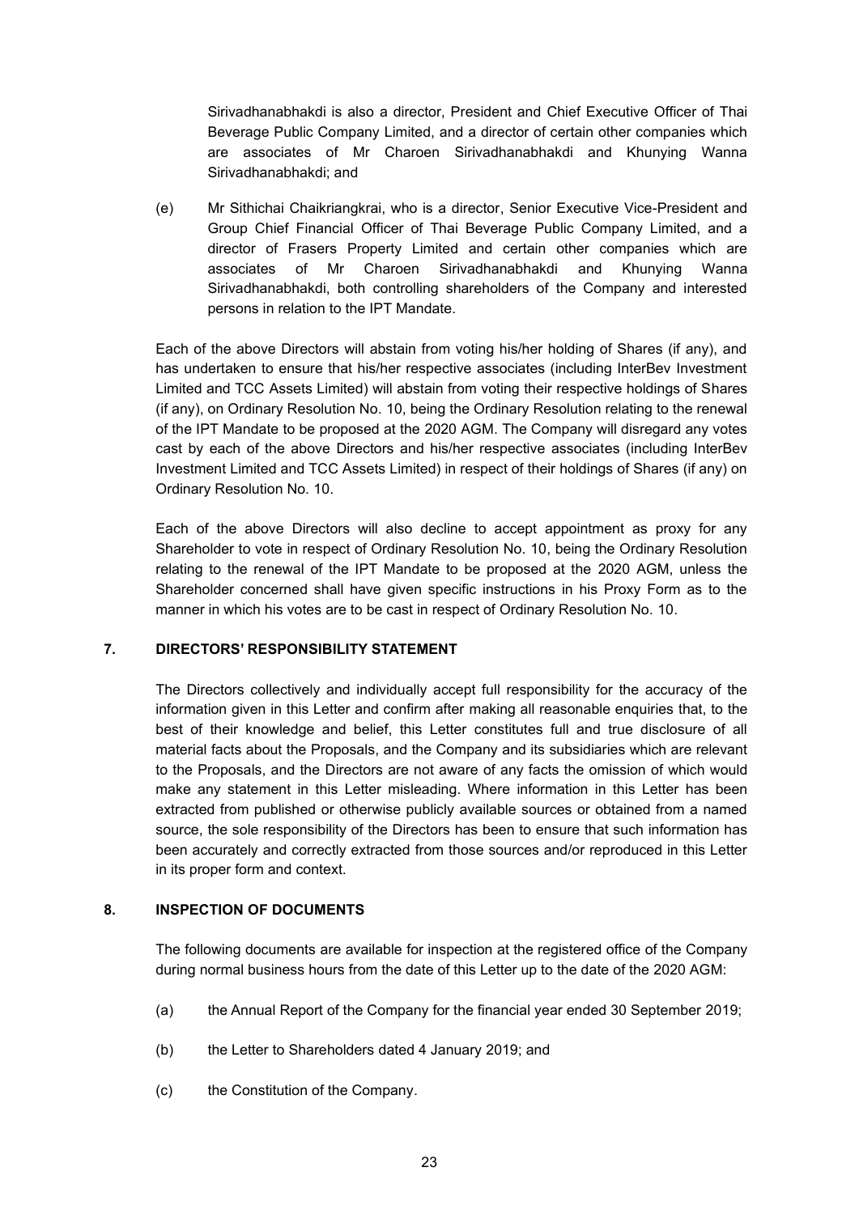Sirivadhanabhakdi is also a director, President and Chief Executive Officer of Thai Beverage Public Company Limited, and a director of certain other companies which are associates of Mr Charoen Sirivadhanabhakdi and Khunying Wanna Sirivadhanabhakdi; and

(e) Mr Sithichai Chaikriangkrai, who is a director, Senior Executive Vice-President and Group Chief Financial Officer of Thai Beverage Public Company Limited, and a director of Frasers Property Limited and certain other companies which are associates of Mr Charoen Sirivadhanabhakdi and Khunying Wanna Sirivadhanabhakdi, both controlling shareholders of the Company and interested persons in relation to the IPT Mandate.

Each of the above Directors will abstain from voting his/her holding of Shares (if any), and has undertaken to ensure that his/her respective associates (including InterBev Investment Limited and TCC Assets Limited) will abstain from voting their respective holdings of Shares (if any), on Ordinary Resolution No. 10, being the Ordinary Resolution relating to the renewal of the IPT Mandate to be proposed at the 2020 AGM. The Company will disregard any votes cast by each of the above Directors and his/her respective associates (including InterBev Investment Limited and TCC Assets Limited) in respect of their holdings of Shares (if any) on Ordinary Resolution No. 10.

Each of the above Directors will also decline to accept appointment as proxy for any Shareholder to vote in respect of Ordinary Resolution No. 10, being the Ordinary Resolution relating to the renewal of the IPT Mandate to be proposed at the 2020 AGM, unless the Shareholder concerned shall have given specific instructions in his Proxy Form as to the manner in which his votes are to be cast in respect of Ordinary Resolution No. 10.

## 7. DIRECTORS' RESPONSIBILITY STATEMENT

The Directors collectively and individually accept full responsibility for the accuracy of the information given in this Letter and confirm after making all reasonable enquiries that, to the best of their knowledge and belief, this Letter constitutes full and true disclosure of all material facts about the Proposals, and the Company and its subsidiaries which are relevant to the Proposals, and the Directors are not aware of any facts the omission of which would make any statement in this Letter misleading. Where information in this Letter has been extracted from published or otherwise publicly available sources or obtained from a named source, the sole responsibility of the Directors has been to ensure that such information has been accurately and correctly extracted from those sources and/or reproduced in this Letter in its proper form and context.

## 8. INSPECTION OF DOCUMENTS

The following documents are available for inspection at the registered office of the Company during normal business hours from the date of this Letter up to the date of the 2020 AGM:

(a) the Annual Report of the Company for the financial year ended 30 September 2019;

(b) the Letter to Shareholders dated 4 January 2019; and

(c) the Constitution of the Company.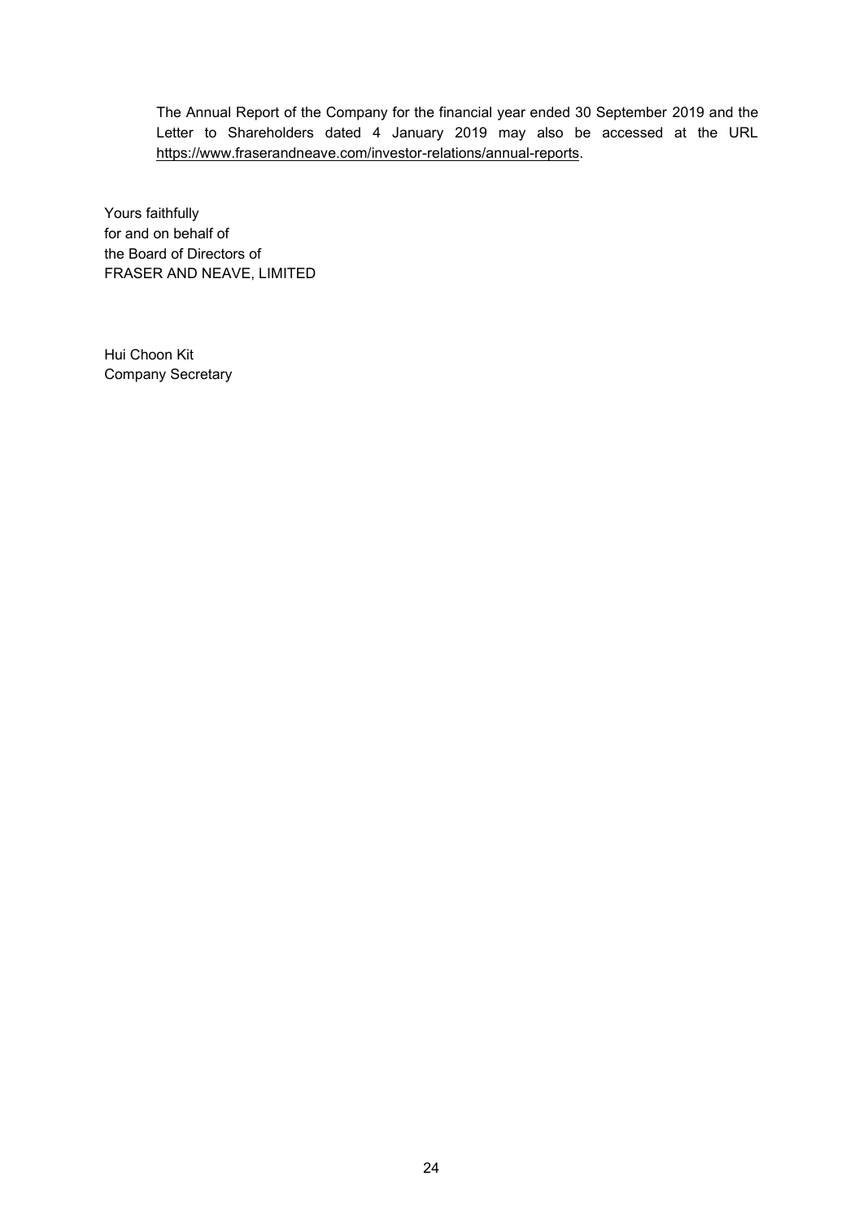The Annual Report of the Company for the financial year ended 30 September 2019 and the Letter to Shareholders dated 4 January 2019 may also be accessed at the URL https://www.fraserandneave.com/investor-relations/annual-reports.

Yours faithfully
for and on behalf of
the Board of Directors of
FRASER AND NEAVE, LIMITED

Hui Choon Kit
Company Secretary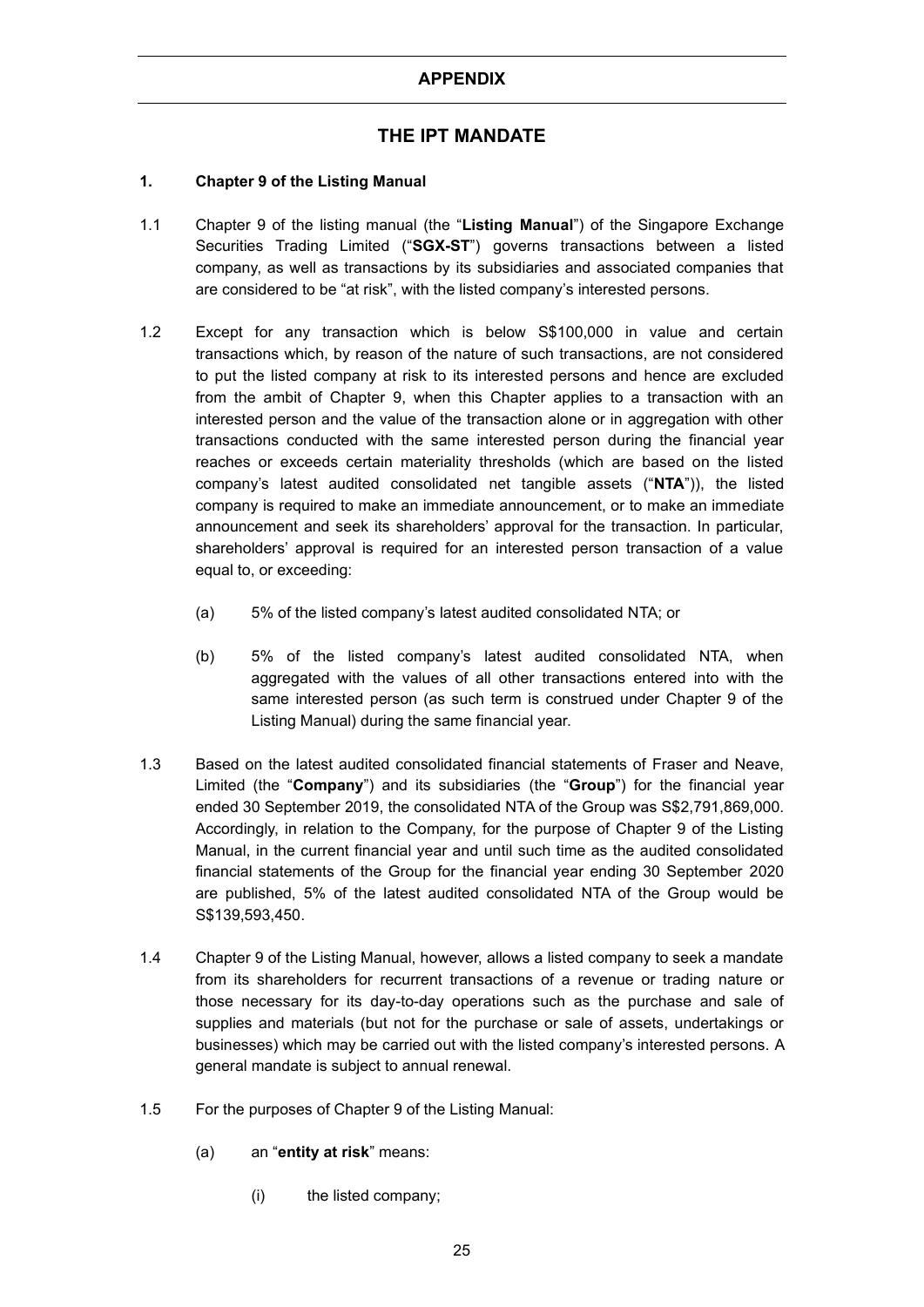# APPENDIX

## THE IPT MANDATE

### 1. Chapter 9 of the Listing Manual

1.1 Chapter 9 of the listing manual (the "**Listing Manual**") of the Singapore Exchange Securities Trading Limited ("**SGX-ST**") governs transactions between a listed company, as well as transactions by its subsidiaries and associated companies that are considered to be "at risk", with the listed company's interested persons.

1.2 Except for any transaction which is below S$100,000 in value and certain transactions which, by reason of the nature of such transactions, are not considered to put the listed company at risk to its interested persons and hence are excluded from the ambit of Chapter 9, when this Chapter applies to a transaction with an interested person and the value of the transaction alone or in aggregation with other transactions conducted with the same interested person during the financial year reaches or exceeds certain materiality thresholds (which are based on the listed company's latest audited consolidated net tangible assets ("**NTA**")), the listed company is required to make an immediate announcement, or to make an immediate announcement and seek its shareholders' approval for the transaction. In particular, shareholders' approval is required for an interested person transaction of a value equal to, or exceeding:

(a) 5% of the listed company's latest audited consolidated NTA; or

(b) 5% of the listed company's latest audited consolidated NTA, when aggregated with the values of all other transactions entered into with the same interested person (as such term is construed under Chapter 9 of the Listing Manual) during the same financial year.

1.3 Based on the latest audited consolidated financial statements of Fraser and Neave, Limited (the "**Company**") and its subsidiaries (the "**Group**") for the financial year ended 30 September 2019, the consolidated NTA of the Group was S$2,791,869,000. Accordingly, in relation to the Company, for the purpose of Chapter 9 of the Listing Manual, in the current financial year and until such time as the audited consolidated financial statements of the Group for the financial year ending 30 September 2020 are published, 5% of the latest audited consolidated NTA of the Group would be S$139,593,450.

1.4 Chapter 9 of the Listing Manual, however, allows a listed company to seek a mandate from its shareholders for recurrent transactions of a revenue or trading nature or those necessary for its day-to-day operations such as the purchase and sale of supplies and materials (but not for the purchase or sale of assets, undertakings or businesses) which may be carried out with the listed company's interested persons. A general mandate is subject to annual renewal.

1.5 For the purposes of Chapter 9 of the Listing Manual:

(a) an "**entity at risk**" means:

(i) the listed company;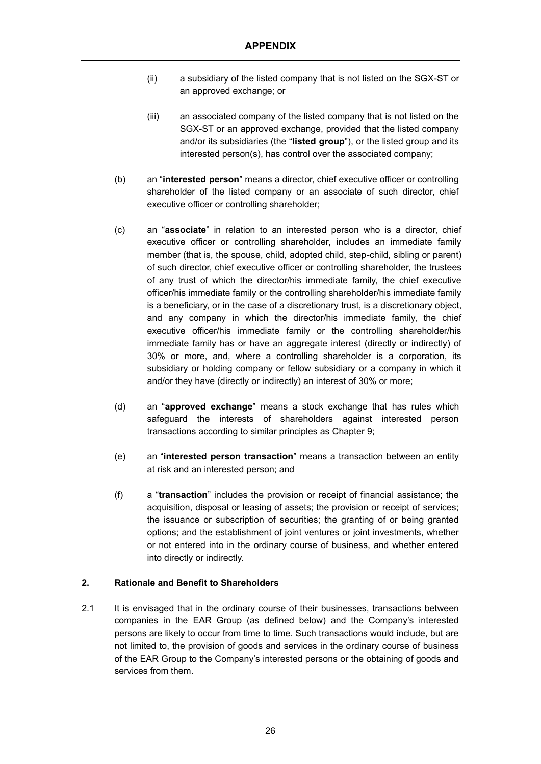(ii) a subsidiary of the listed company that is not listed on the SGX-ST or an approved exchange; or

(iii) an associated company of the listed company that is not listed on the SGX-ST or an approved exchange, provided that the listed company and/or its subsidiaries (the "**listed group**"), or the listed group and its interested person(s), has control over the associated company;

(b) an "**interested person**" means a director, chief executive officer or controlling shareholder of the listed company or an associate of such director, chief executive officer or controlling shareholder;

(c) an "**associate**" in relation to an interested person who is a director, chief executive officer or controlling shareholder, includes an immediate family member (that is, the spouse, child, adopted child, step-child, sibling or parent) of such director, chief executive officer or controlling shareholder, the trustees of any trust of which the director/his immediate family, the chief executive officer/his immediate family or the controlling shareholder/his immediate family is a beneficiary, or in the case of a discretionary trust, is a discretionary object, and any company in which the director/his immediate family, the chief executive officer/his immediate family or the controlling shareholder/his immediate family has or have an aggregate interest (directly or indirectly) of 30% or more, and, where a controlling shareholder is a corporation, its subsidiary or holding company or fellow subsidiary or a company in which it and/or they have (directly or indirectly) an interest of 30% or more;

(d) an "**approved exchange**" means a stock exchange that has rules which safeguard the interests of shareholders against interested person transactions according to similar principles as Chapter 9;

(e) an "**interested person transaction**" means a transaction between an entity at risk and an interested person; and

(f) a "**transaction**" includes the provision or receipt of financial assistance; the acquisition, disposal or leasing of assets; the provision or receipt of services; the issuance or subscription of securities; the granting of or being granted options; and the establishment of joint ventures or joint investments, whether or not entered into in the ordinary course of business, and whether entered into directly or indirectly.

## 2. Rationale and Benefit to Shareholders

2.1 It is envisaged that in the ordinary course of their businesses, transactions between companies in the EAR Group (as defined below) and the Company's interested persons are likely to occur from time to time. Such transactions would include, but are not limited to, the provision of goods and services in the ordinary course of business of the EAR Group to the Company's interested persons or the obtaining of goods and services from them.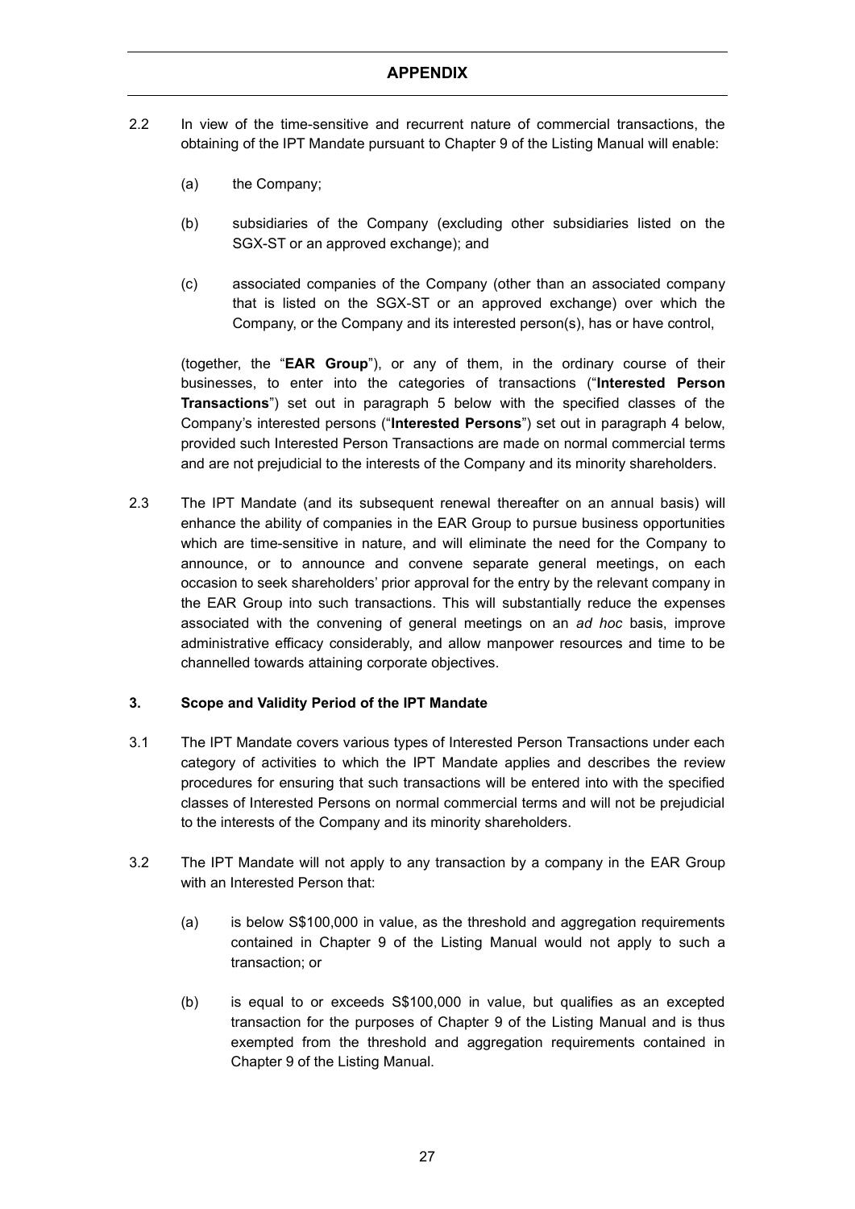2.2 In view of the time-sensitive and recurrent nature of commercial transactions, the obtaining of the IPT Mandate pursuant to Chapter 9 of the Listing Manual will enable:

(a) the Company;

(b) subsidiaries of the Company (excluding other subsidiaries listed on the SGX-ST or an approved exchange); and

(c) associated companies of the Company (other than an associated company that is listed on the SGX-ST or an approved exchange) over which the Company, or the Company and its interested person(s), has or have control,

(together, the "**EAR Group**"), or any of them, in the ordinary course of their businesses, to enter into the categories of transactions ("**Interested Person Transactions**") set out in paragraph 5 below with the specified classes of the Company's interested persons ("**Interested Persons**") set out in paragraph 4 below, provided such Interested Person Transactions are made on normal commercial terms and are not prejudicial to the interests of the Company and its minority shareholders.

2.3 The IPT Mandate (and its subsequent renewal thereafter on an annual basis) will enhance the ability of companies in the EAR Group to pursue business opportunities which are time-sensitive in nature, and will eliminate the need for the Company to announce, or to announce and convene separate general meetings, on each occasion to seek shareholders' prior approval for the entry by the relevant company in the EAR Group into such transactions. This will substantially reduce the expenses associated with the convening of general meetings on an *ad hoc* basis, improve administrative efficacy considerably, and allow manpower resources and time to be channelled towards attaining corporate objectives.

### 3. Scope and Validity Period of the IPT Mandate

3.1 The IPT Mandate covers various types of Interested Person Transactions under each category of activities to which the IPT Mandate applies and describes the review procedures for ensuring that such transactions will be entered into with the specified classes of Interested Persons on normal commercial terms and will not be prejudicial to the interests of the Company and its minority shareholders.

3.2 The IPT Mandate will not apply to any transaction by a company in the EAR Group with an Interested Person that:

(a) is below S$100,000 in value, as the threshold and aggregation requirements contained in Chapter 9 of the Listing Manual would not apply to such a transaction; or

(b) is equal to or exceeds S$100,000 in value, but qualifies as an excepted transaction for the purposes of Chapter 9 of the Listing Manual and is thus exempted from the threshold and aggregation requirements contained in Chapter 9 of the Listing Manual.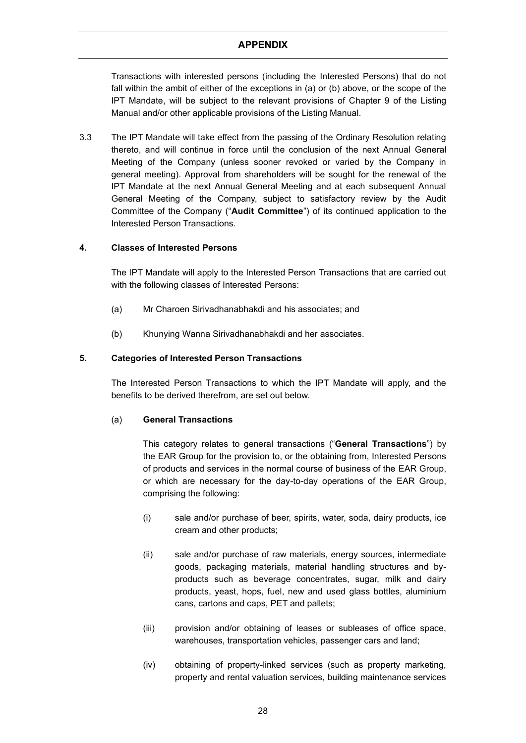Transactions with interested persons (including the Interested Persons) that do not fall within the ambit of either of the exceptions in (a) or (b) above, or the scope of the IPT Mandate, will be subject to the relevant provisions of Chapter 9 of the Listing Manual and/or other applicable provisions of the Listing Manual.

3.3 The IPT Mandate will take effect from the passing of the Ordinary Resolution relating thereto, and will continue in force until the conclusion of the next Annual General Meeting of the Company (unless sooner revoked or varied by the Company in general meeting). Approval from shareholders will be sought for the renewal of the IPT Mandate at the next Annual General Meeting and at each subsequent Annual General Meeting of the Company, subject to satisfactory review by the Audit Committee of the Company ("**Audit Committee**") of its continued application to the Interested Person Transactions.

**4. Classes of Interested Persons**

The IPT Mandate will apply to the Interested Person Transactions that are carried out with the following classes of Interested Persons:

(a) Mr Charoen Sirivadhanabhakdi and his associates; and

(b) Khunying Wanna Sirivadhanabhakdi and her associates.

**5. Categories of Interested Person Transactions**

The Interested Person Transactions to which the IPT Mandate will apply, and the benefits to be derived therefrom, are set out below.

(a) **General Transactions**

This category relates to general transactions ("**General Transactions**") by the EAR Group for the provision to, or the obtaining from, Interested Persons of products and services in the normal course of business of the EAR Group, or which are necessary for the day-to-day operations of the EAR Group, comprising the following:

(i) sale and/or purchase of beer, spirits, water, soda, dairy products, ice cream and other products;

(ii) sale and/or purchase of raw materials, energy sources, intermediate goods, packaging materials, material handling structures and by-products such as beverage concentrates, sugar, milk and dairy products, yeast, hops, fuel, new and used glass bottles, aluminium cans, cartons and caps, PET and pallets;

(iii) provision and/or obtaining of leases or subleases of office space, warehouses, transportation vehicles, passenger cars and land;

(iv) obtaining of property-linked services (such as property marketing, property and rental valuation services, building maintenance services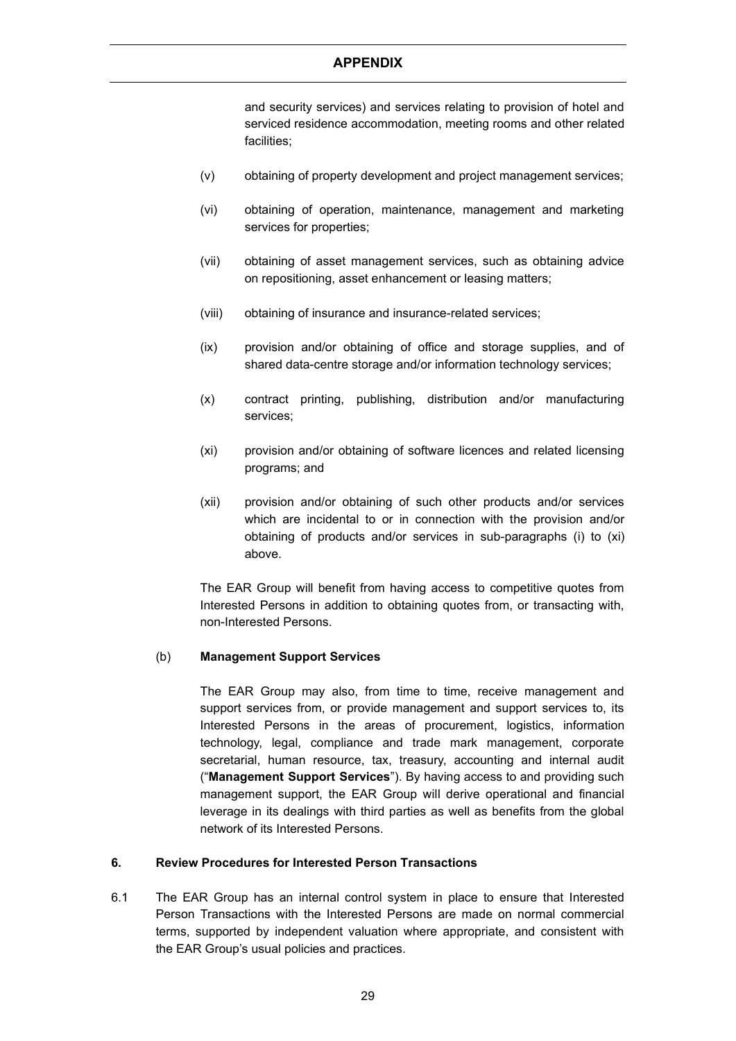and security services) and services relating to provision of hotel and serviced residence accommodation, meeting rooms and other related facilities;

(v) obtaining of property development and project management services;

(vi) obtaining of operation, maintenance, management and marketing services for properties;

(vii) obtaining of asset management services, such as obtaining advice on repositioning, asset enhancement or leasing matters;

(viii) obtaining of insurance and insurance-related services;

(ix) provision and/or obtaining of office and storage supplies, and of shared data-centre storage and/or information technology services;

(x) contract printing, publishing, distribution and/or manufacturing services;

(xi) provision and/or obtaining of software licences and related licensing programs; and

(xii) provision and/or obtaining of such other products and/or services which are incidental to or in connection with the provision and/or obtaining of products and/or services in sub-paragraphs (i) to (xi) above.

The EAR Group will benefit from having access to competitive quotes from Interested Persons in addition to obtaining quotes from, or transacting with, non-Interested Persons.

(b) **Management Support Services**

The EAR Group may also, from time to time, receive management and support services from, or provide management and support services to, its Interested Persons in the areas of procurement, logistics, information technology, legal, compliance and trade mark management, corporate secretarial, human resource, tax, treasury, accounting and internal audit ("**Management Support Services**"). By having access to and providing such management support, the EAR Group will derive operational and financial leverage in its dealings with third parties as well as benefits from the global network of its Interested Persons.

**6. Review Procedures for Interested Person Transactions**

6.1 The EAR Group has an internal control system in place to ensure that Interested Person Transactions with the Interested Persons are made on normal commercial terms, supported by independent valuation where appropriate, and consistent with the EAR Group's usual policies and practices.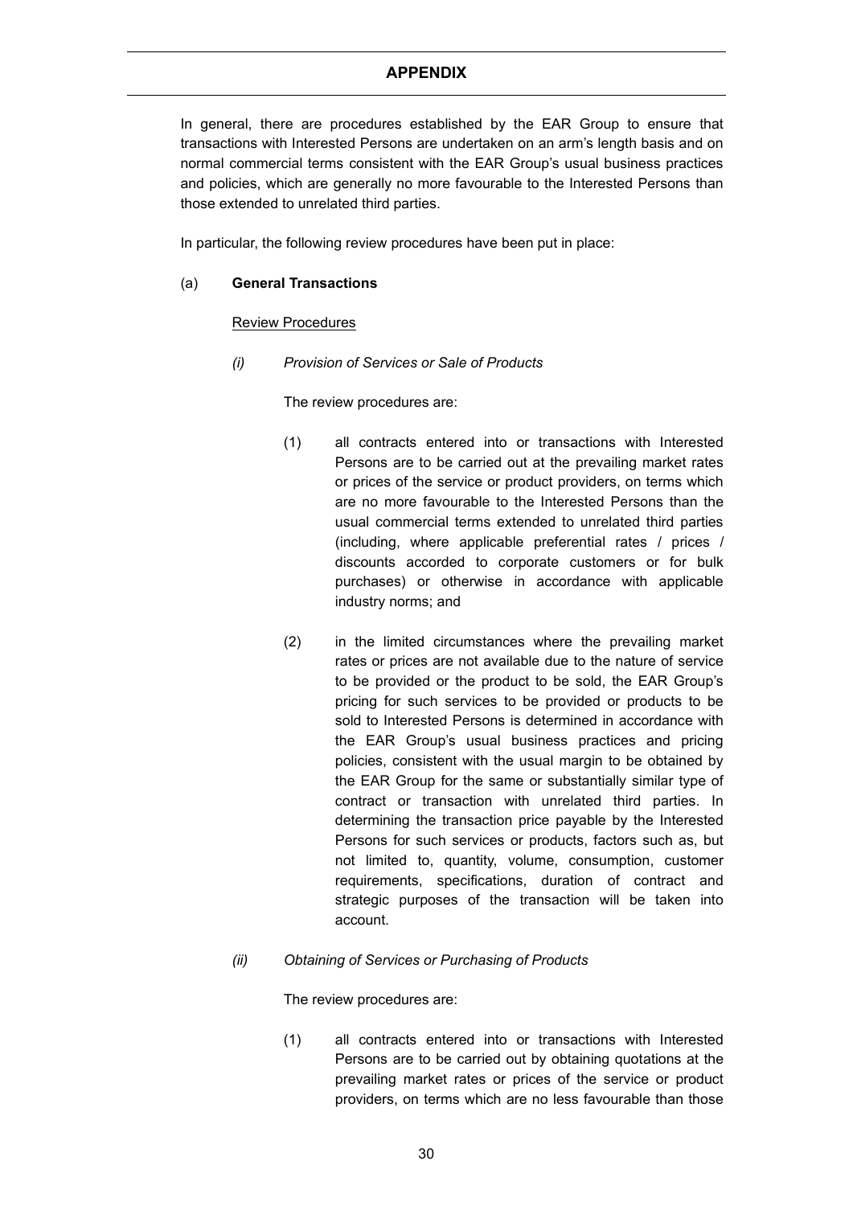## APPENDIX

In general, there are procedures established by the EAR Group to ensure that transactions with Interested Persons are undertaken on an arm's length basis and on normal commercial terms consistent with the EAR Group's usual business practices and policies, which are generally no more favourable to the Interested Persons than those extended to unrelated third parties.

In particular, the following review procedures have been put in place:

(a) **General Transactions**

<u>Review Procedures</u>

*(i) Provision of Services or Sale of Products*

The review procedures are:

(1) all contracts entered into or transactions with Interested Persons are to be carried out at the prevailing market rates or prices of the service or product providers, on terms which are no more favourable to the Interested Persons than the usual commercial terms extended to unrelated third parties (including, where applicable preferential rates / prices / discounts accorded to corporate customers or for bulk purchases) or otherwise in accordance with applicable industry norms; and

(2) in the limited circumstances where the prevailing market rates or prices are not available due to the nature of service to be provided or the product to be sold, the EAR Group's pricing for such services to be provided or products to be sold to Interested Persons is determined in accordance with the EAR Group's usual business practices and pricing policies, consistent with the usual margin to be obtained by the EAR Group for the same or substantially similar type of contract or transaction with unrelated third parties. In determining the transaction price payable by the Interested Persons for such services or products, factors such as, but not limited to, quantity, volume, consumption, customer requirements, specifications, duration of contract and strategic purposes of the transaction will be taken into account.

*(ii) Obtaining of Services or Purchasing of Products*

The review procedures are:

(1) all contracts entered into or transactions with Interested Persons are to be carried out by obtaining quotations at the prevailing market rates or prices of the service or product providers, on terms which are no less favourable than those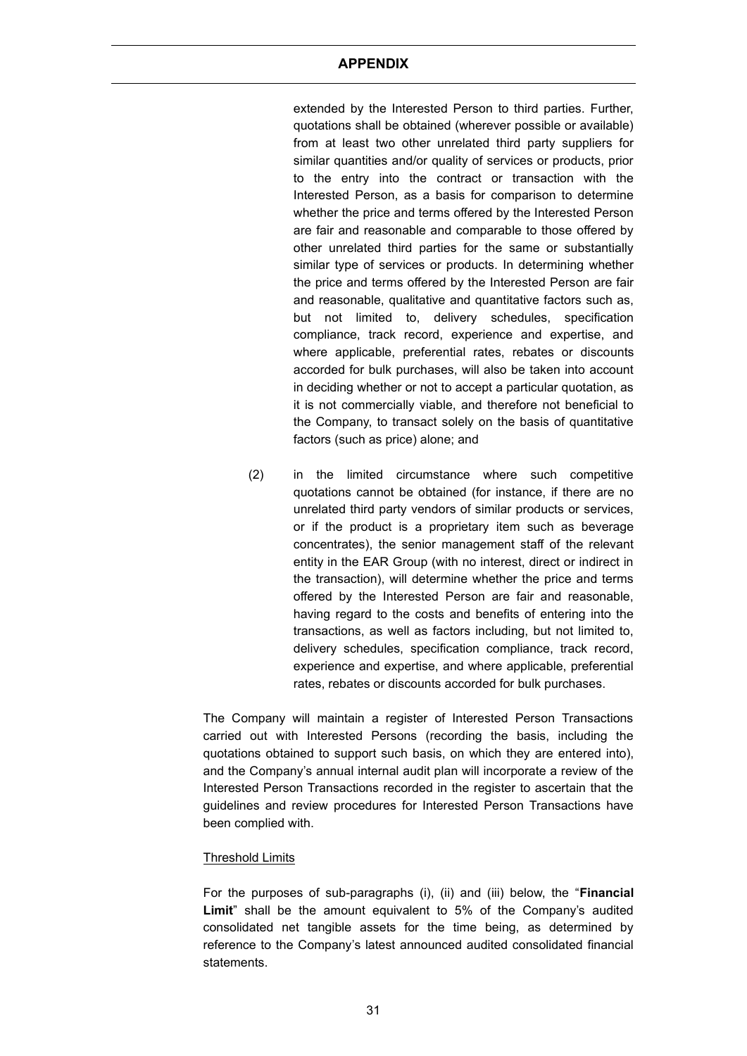extended by the Interested Person to third parties. Further, quotations shall be obtained (wherever possible or available) from at least two other unrelated third party suppliers for similar quantities and/or quality of services or products, prior to the entry into the contract or transaction with the Interested Person, as a basis for comparison to determine whether the price and terms offered by the Interested Person are fair and reasonable and comparable to those offered by other unrelated third parties for the same or substantially similar type of services or products. In determining whether the price and terms offered by the Interested Person are fair and reasonable, qualitative and quantitative factors such as, but not limited to, delivery schedules, specification compliance, track record, experience and expertise, and where applicable, preferential rates, rebates or discounts accorded for bulk purchases, will also be taken into account in deciding whether or not to accept a particular quotation, as it is not commercially viable, and therefore not beneficial to the Company, to transact solely on the basis of quantitative factors (such as price) alone; and

(2) in the limited circumstance where such competitive quotations cannot be obtained (for instance, if there are no unrelated third party vendors of similar products or services, or if the product is a proprietary item such as beverage concentrates), the senior management staff of the relevant entity in the EAR Group (with no interest, direct or indirect in the transaction), will determine whether the price and terms offered by the Interested Person are fair and reasonable, having regard to the costs and benefits of entering into the transactions, as well as factors including, but not limited to, delivery schedules, specification compliance, track record, experience and expertise, and where applicable, preferential rates, rebates or discounts accorded for bulk purchases.

The Company will maintain a register of Interested Person Transactions carried out with Interested Persons (recording the basis, including the quotations obtained to support such basis, on which they are entered into), and the Company's annual internal audit plan will incorporate a review of the Interested Person Transactions recorded in the register to ascertain that the guidelines and review procedures for Interested Person Transactions have been complied with.

<u>Threshold Limits</u>

For the purposes of sub-paragraphs (i), (ii) and (iii) below, the "**Financial Limit**" shall be the amount equivalent to 5% of the Company's audited consolidated net tangible assets for the time being, as determined by reference to the Company's latest announced audited consolidated financial statements.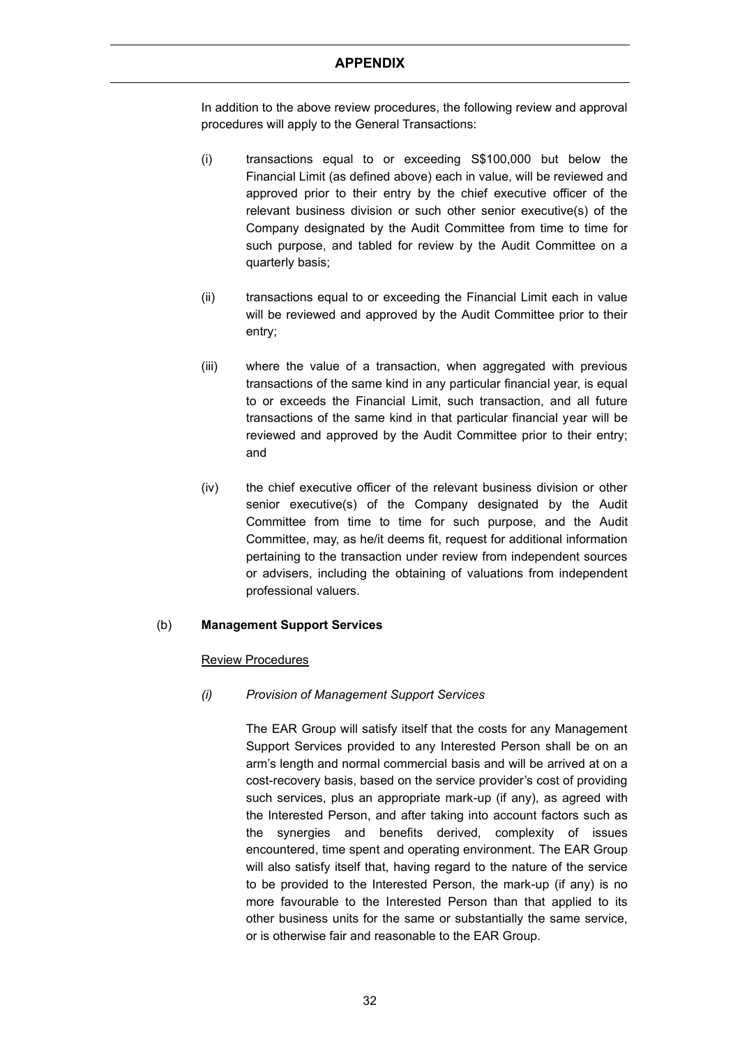In addition to the above review procedures, the following review and approval procedures will apply to the General Transactions:

(i) transactions equal to or exceeding S$100,000 but below the Financial Limit (as defined above) each in value, will be reviewed and approved prior to their entry by the chief executive officer of the relevant business division or such other senior executive(s) of the Company designated by the Audit Committee from time to time for such purpose, and tabled for review by the Audit Committee on a quarterly basis;

(ii) transactions equal to or exceeding the Financial Limit each in value will be reviewed and approved by the Audit Committee prior to their entry;

(iii) where the value of a transaction, when aggregated with previous transactions of the same kind in any particular financial year, is equal to or exceeds the Financial Limit, such transaction, and all future transactions of the same kind in that particular financial year will be reviewed and approved by the Audit Committee prior to their entry; and

(iv) the chief executive officer of the relevant business division or other senior executive(s) of the Company designated by the Audit Committee from time to time for such purpose, and the Audit Committee, may, as he/it deems fit, request for additional information pertaining to the transaction under review from independent sources or advisers, including the obtaining of valuations from independent professional valuers.

(b) **Management Support Services**

Review Procedures

*(i) Provision of Management Support Services*

The EAR Group will satisfy itself that the costs for any Management Support Services provided to any Interested Person shall be on an arm's length and normal commercial basis and will be arrived at on a cost-recovery basis, based on the service provider's cost of providing such services, plus an appropriate mark-up (if any), as agreed with the Interested Person, and after taking into account factors such as the synergies and benefits derived, complexity of issues encountered, time spent and operating environment. The EAR Group will also satisfy itself that, having regard to the nature of the service to be provided to the Interested Person, the mark-up (if any) is no more favourable to the Interested Person than that applied to its other business units for the same or substantially the same service, or is otherwise fair and reasonable to the EAR Group.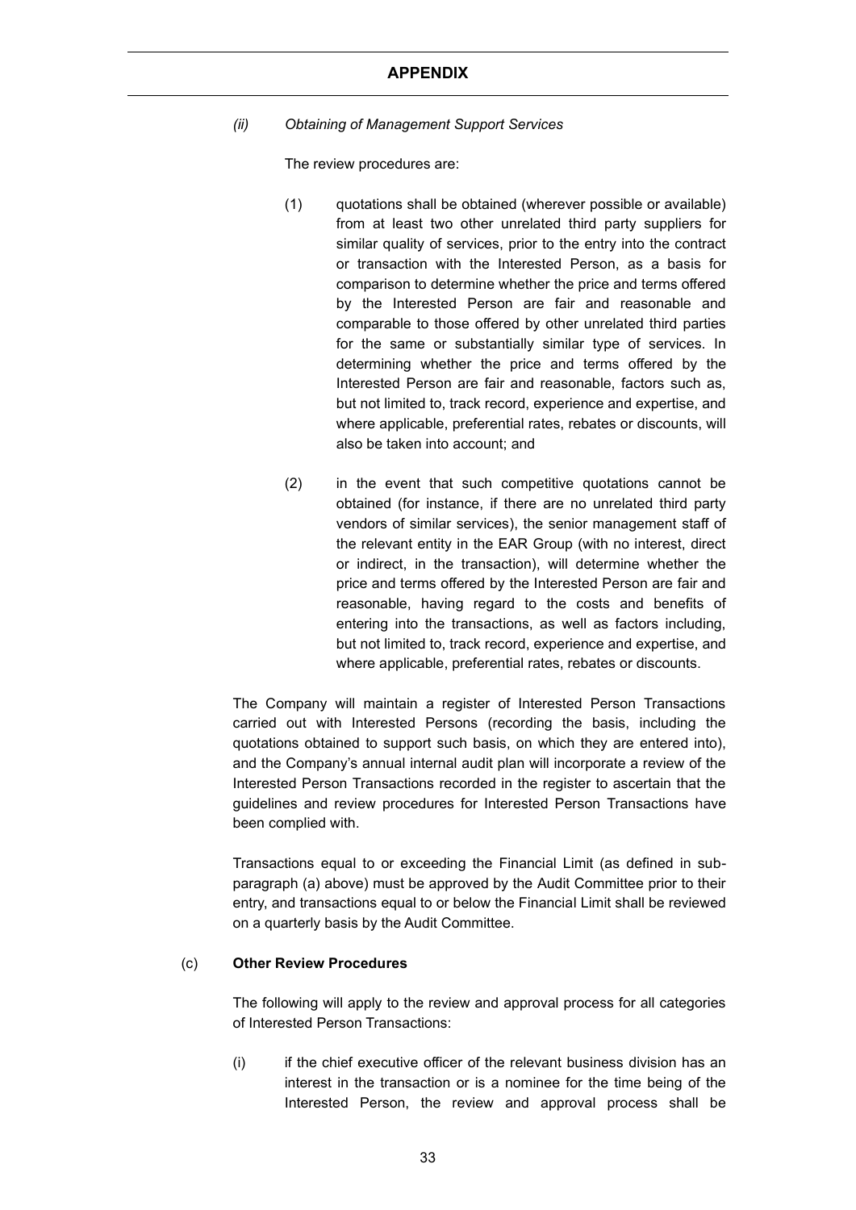*(ii) Obtaining of Management Support Services*

The review procedures are:

(1) quotations shall be obtained (wherever possible or available) from at least two other unrelated third party suppliers for similar quality of services, prior to the entry into the contract or transaction with the Interested Person, as a basis for comparison to determine whether the price and terms offered by the Interested Person are fair and reasonable and comparable to those offered by other unrelated third parties for the same or substantially similar type of services. In determining whether the price and terms offered by the Interested Person are fair and reasonable, factors such as, but not limited to, track record, experience and expertise, and where applicable, preferential rates, rebates or discounts, will also be taken into account; and

(2) in the event that such competitive quotations cannot be obtained (for instance, if there are no unrelated third party vendors of similar services), the senior management staff of the relevant entity in the EAR Group (with no interest, direct or indirect, in the transaction), will determine whether the price and terms offered by the Interested Person are fair and reasonable, having regard to the costs and benefits of entering into the transactions, as well as factors including, but not limited to, track record, experience and expertise, and where applicable, preferential rates, rebates or discounts.

The Company will maintain a register of Interested Person Transactions carried out with Interested Persons (recording the basis, including the quotations obtained to support such basis, on which they are entered into), and the Company's annual internal audit plan will incorporate a review of the Interested Person Transactions recorded in the register to ascertain that the guidelines and review procedures for Interested Person Transactions have been complied with.

Transactions equal to or exceeding the Financial Limit (as defined in sub-paragraph (a) above) must be approved by the Audit Committee prior to their entry, and transactions equal to or below the Financial Limit shall be reviewed on a quarterly basis by the Audit Committee.

(c) **Other Review Procedures**

The following will apply to the review and approval process for all categories of Interested Person Transactions:

(i) if the chief executive officer of the relevant business division has an interest in the transaction or is a nominee for the time being of the Interested Person, the review and approval process shall be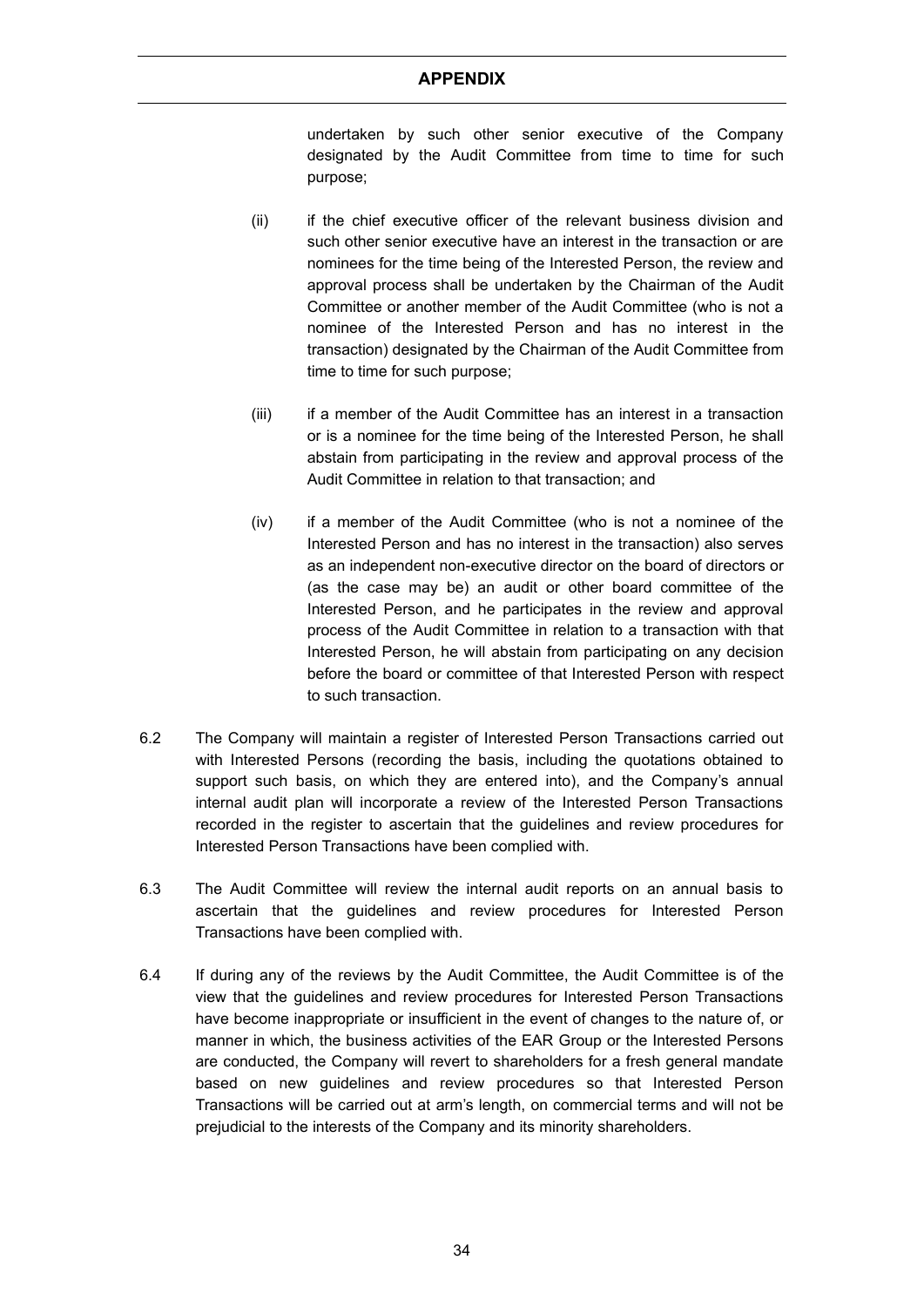undertaken by such other senior executive of the Company designated by the Audit Committee from time to time for such purpose;

(ii) if the chief executive officer of the relevant business division and such other senior executive have an interest in the transaction or are nominees for the time being of the Interested Person, the review and approval process shall be undertaken by the Chairman of the Audit Committee or another member of the Audit Committee (who is not a nominee of the Interested Person and has no interest in the transaction) designated by the Chairman of the Audit Committee from time to time for such purpose;

(iii) if a member of the Audit Committee has an interest in a transaction or is a nominee for the time being of the Interested Person, he shall abstain from participating in the review and approval process of the Audit Committee in relation to that transaction; and

(iv) if a member of the Audit Committee (who is not a nominee of the Interested Person and has no interest in the transaction) also serves as an independent non-executive director on the board of directors or (as the case may be) an audit or other board committee of the Interested Person, and he participates in the review and approval process of the Audit Committee in relation to a transaction with that Interested Person, he will abstain from participating on any decision before the board or committee of that Interested Person with respect to such transaction.

6.2 The Company will maintain a register of Interested Person Transactions carried out with Interested Persons (recording the basis, including the quotations obtained to support such basis, on which they are entered into), and the Company's annual internal audit plan will incorporate a review of the Interested Person Transactions recorded in the register to ascertain that the guidelines and review procedures for Interested Person Transactions have been complied with.

6.3 The Audit Committee will review the internal audit reports on an annual basis to ascertain that the guidelines and review procedures for Interested Person Transactions have been complied with.

6.4 If during any of the reviews by the Audit Committee, the Audit Committee is of the view that the guidelines and review procedures for Interested Person Transactions have become inappropriate or insufficient in the event of changes to the nature of, or manner in which, the business activities of the EAR Group or the Interested Persons are conducted, the Company will revert to shareholders for a fresh general mandate based on new guidelines and review procedures so that Interested Person Transactions will be carried out at arm's length, on commercial terms and will not be prejudicial to the interests of the Company and its minority shareholders.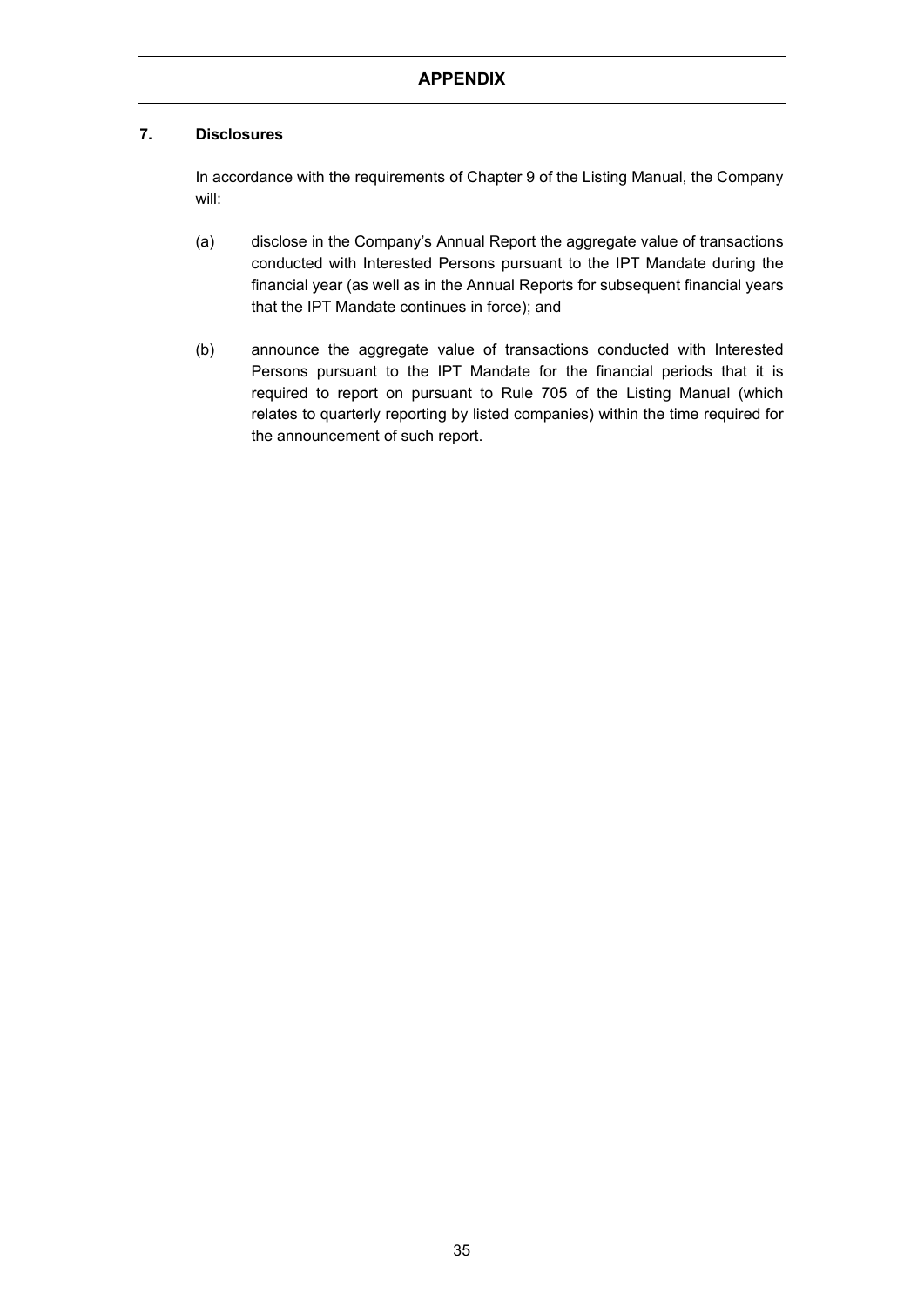## APPENDIX

### 7. Disclosures

In accordance with the requirements of Chapter 9 of the Listing Manual, the Company will:

(a) disclose in the Company's Annual Report the aggregate value of transactions conducted with Interested Persons pursuant to the IPT Mandate during the financial year (as well as in the Annual Reports for subsequent financial years that the IPT Mandate continues in force); and

(b) announce the aggregate value of transactions conducted with Interested Persons pursuant to the IPT Mandate for the financial periods that it is required to report on pursuant to Rule 705 of the Listing Manual (which relates to quarterly reporting by listed companies) within the time required for the announcement of such report.